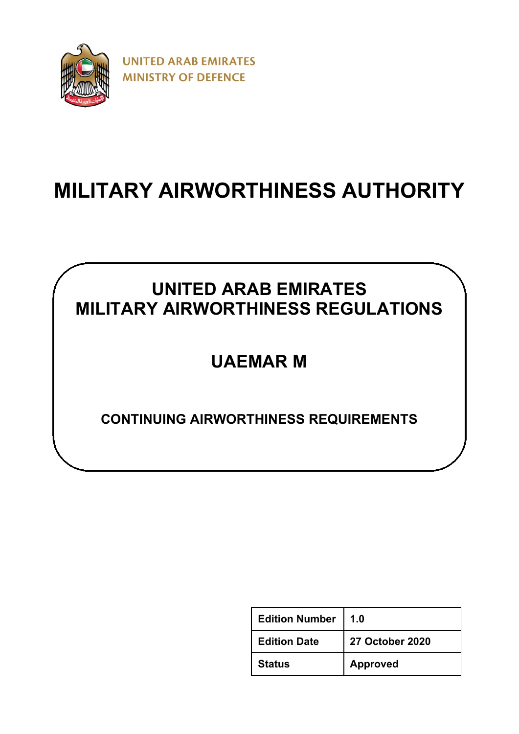UNITED ARAB EMIRATES
MINISTRY OF DEFENCE

# MILITARY AIRWORTHINESS AUTHORITY

## UNITED ARAB EMIRATES MILITARY AIRWORTHINESS REGULATIONS

## UAEMAR M

### CONTINUING AIRWORTHINESS REQUIREMENTS

| | |
|---|---|
| **Edition Number** | **1.0** |
| **Edition Date** | **27 October 2020** |
| **Status** | **Approved** |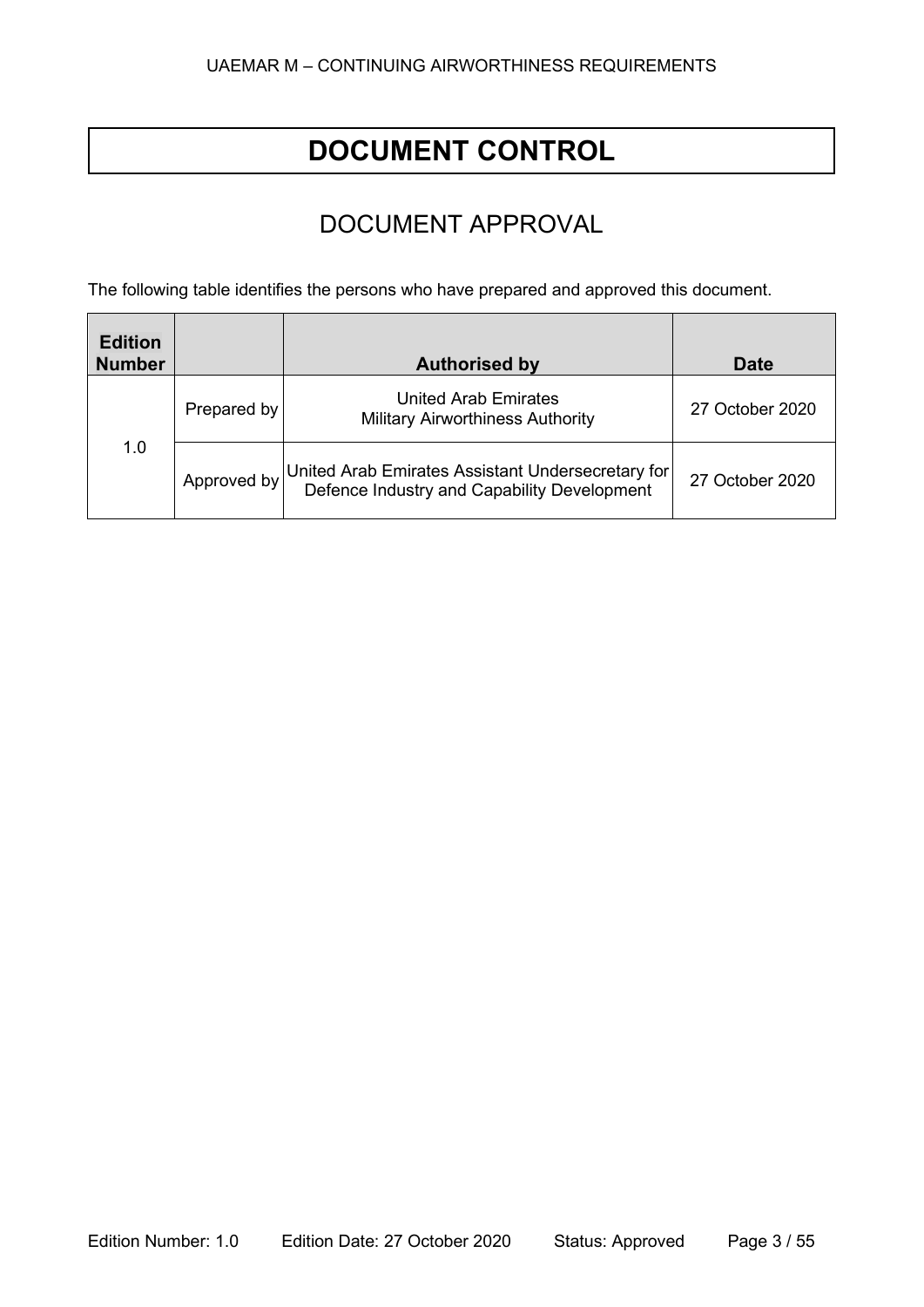# DOCUMENT CONTROL

## DOCUMENT APPROVAL

The following table identifies the persons who have prepared and approved this document.

| Edition Number | | Authorised by | Date |
|---|---|---|---|
| 1.0 | Prepared by | United Arab Emirates Military Airworthiness Authority | 27 October 2020 |
| | Approved by | United Arab Emirates Assistant Undersecretary for Defence Industry and Capability Development | 27 October 2020 |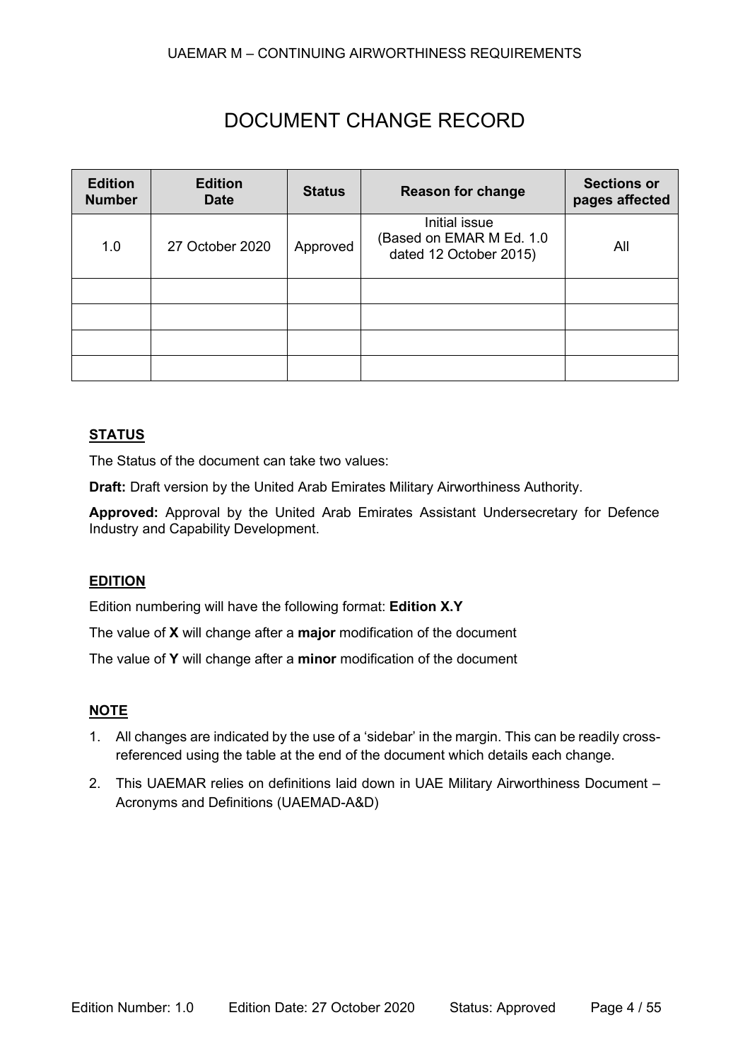# DOCUMENT CHANGE RECORD

| Edition Number | Edition Date | Status | Reason for change | Sections or pages affected |
|---|---|---|---|---|
| 1.0 | 27 October 2020 | Approved | Initial issue (Based on EMAR M Ed. 1.0 dated 12 October 2015) | All |
| | | | | |
| | | | | |
| | | | | |
| | | | | |

## STATUS

The Status of the document can take two values:

**Draft:** Draft version by the United Arab Emirates Military Airworthiness Authority.

**Approved:** Approval by the United Arab Emirates Assistant Undersecretary for Defence Industry and Capability Development.

## EDITION

Edition numbering will have the following format: **Edition X.Y**

The value of **X** will change after a **major** modification of the document

The value of **Y** will change after a **minor** modification of the document

## NOTE

1. All changes are indicated by the use of a 'sidebar' in the margin. This can be readily cross-referenced using the table at the end of the document which details each change.
2. This UAEMAR relies on definitions laid down in UAE Military Airworthiness Document – Acronyms and Definitions (UAEMAD-A&D)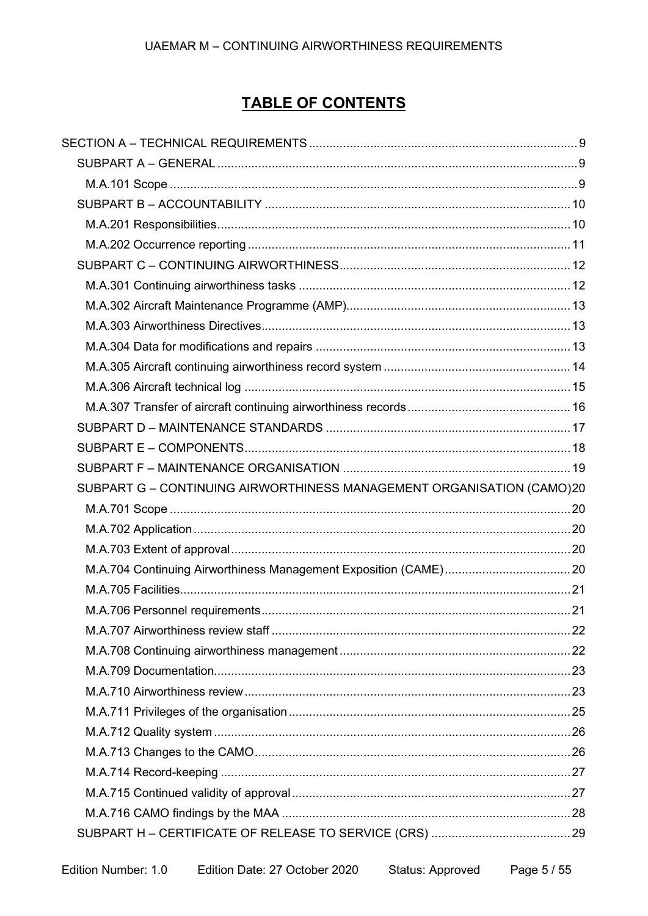# TABLE OF CONTENTS

SECTION A – TECHNICAL REQUIREMENTS ... 9
- SUBPART A – GENERAL ... 9
  - M.A.101 Scope ... 9
- SUBPART B – ACCOUNTABILITY ... 10
  - M.A.201 Responsibilities ... 10
  - M.A.202 Occurrence reporting ... 11
- SUBPART C – CONTINUING AIRWORTHINESS ... 12
  - M.A.301 Continuing airworthiness tasks ... 12
  - M.A.302 Aircraft Maintenance Programme (AMP) ... 13
  - M.A.303 Airworthiness Directives ... 13
  - M.A.304 Data for modifications and repairs ... 13
  - M.A.305 Aircraft continuing airworthiness record system ... 14
  - M.A.306 Aircraft technical log ... 15
  - M.A.307 Transfer of aircraft continuing airworthiness records ... 16
- SUBPART D – MAINTENANCE STANDARDS ... 17
- SUBPART E – COMPONENTS ... 18
- SUBPART F – MAINTENANCE ORGANISATION ... 19
- SUBPART G – CONTINUING AIRWORTHINESS MANAGEMENT ORGANISATION (CAMO) 20
  - M.A.701 Scope ... 20
  - M.A.702 Application ... 20
  - M.A.703 Extent of approval ... 20
  - M.A.704 Continuing Airworthiness Management Exposition (CAME) ... 20
  - M.A.705 Facilities ... 21
  - M.A.706 Personnel requirements ... 21
  - M.A.707 Airworthiness review staff ... 22
  - M.A.708 Continuing airworthiness management ... 22
  - M.A.709 Documentation ... 23
  - M.A.710 Airworthiness review ... 23
  - M.A.711 Privileges of the organisation ... 25
  - M.A.712 Quality system ... 26
  - M.A.713 Changes to the CAMO ... 26
  - M.A.714 Record-keeping ... 27
  - M.A.715 Continued validity of approval ... 27
  - M.A.716 CAMO findings by the MAA ... 28
- SUBPART H – CERTIFICATE OF RELEASE TO SERVICE (CRS) ... 29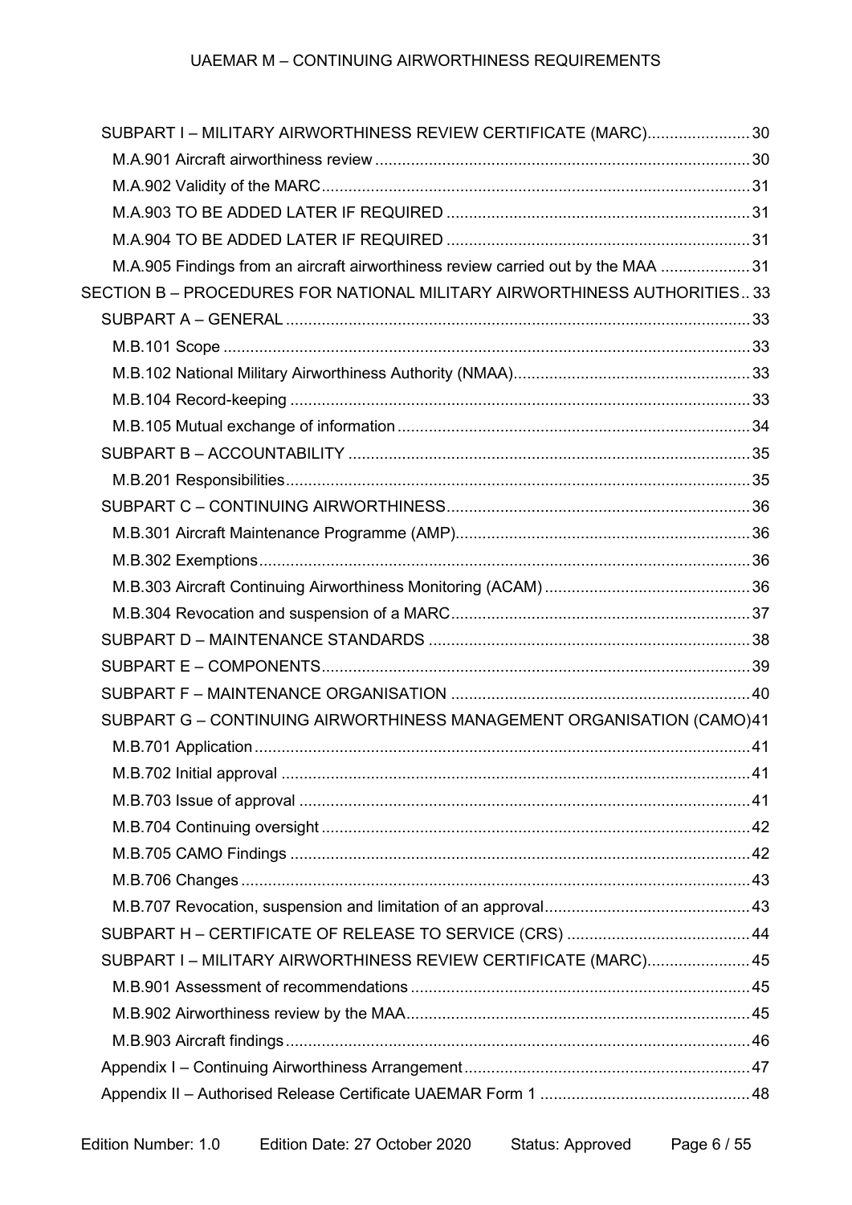SUBPART I – MILITARY AIRWORTHINESS REVIEW CERTIFICATE (MARC) ....................... 30
M.A.901 Aircraft airworthiness review ....................................................................... 30
M.A.902 Validity of the MARC ........................................................................................ 31
M.A.903 TO BE ADDED LATER IF REQUIRED .................................................................. 31
M.A.904 TO BE ADDED LATER IF REQUIRED .................................................................. 31
M.A.905 Findings from an aircraft airworthiness review carried out by the MAA .................... 31
SECTION B – PROCEDURES FOR NATIONAL MILITARY AIRWORTHINESS AUTHORITIES .. 33
SUBPART A – GENERAL ........................................................................................ 33
M.B.101 Scope ................................................................................................................ 33
M.B.102 National Military Airworthiness Authority (NMAA) ..................................................... 33
M.B.104 Record-keeping ................................................................................................ 33
M.B.105 Mutual exchange of information .............................................................................. 34
SUBPART B – ACCOUNTABILITY ............................................................................ 35
M.B.201 Responsibilities ..................................................................................................... 35
SUBPART C – CONTINUING AIRWORTHINESS ..................................................... 36
M.B.301 Aircraft Maintenance Programme (AMP) ................................................................. 36
M.B.302 Exemptions ........................................................................................................... 36
M.B.303 Aircraft Continuing Airworthiness Monitoring (ACAM) ............................................... 36
M.B.304 Revocation and suspension of a MARC ................................................................. 37
SUBPART D – MAINTENANCE STANDARDS ........................................................... 38
SUBPART E – COMPONENTS ................................................................................. 39
SUBPART F – MAINTENANCE ORGANISATION ..................................................... 40
SUBPART G – CONTINUING AIRWORTHINESS MANAGEMENT ORGANISATION (CAMO) 41
M.B.701 Application ............................................................................................................ 41
M.B.702 Initial approval ....................................................................................................... 41
M.B.703 Issue of approval .................................................................................................... 41
M.B.704 Continuing oversight ............................................................................................... 42
M.B.705 CAMO Findings ...................................................................................................... 42
M.B.706 Changes ................................................................................................................ 43
M.B.707 Revocation, suspension and limitation of an approval .............................................. 43
SUBPART H – CERTIFICATE OF RELEASE TO SERVICE (CRS) ........................................ 44
SUBPART I – MILITARY AIRWORTHINESS REVIEW CERTIFICATE (MARC) ....................... 45
M.B.901 Assessment of recommendations ........................................................................... 45
M.B.902 Airworthiness review by the MAA ............................................................................ 45
M.B.903 Aircraft findings ....................................................................................................... 46
Appendix I – Continuing Airworthiness Arrangement ............................................................... 47
Appendix II – Authorised Release Certificate UAEMAR Form 1 .............................................. 48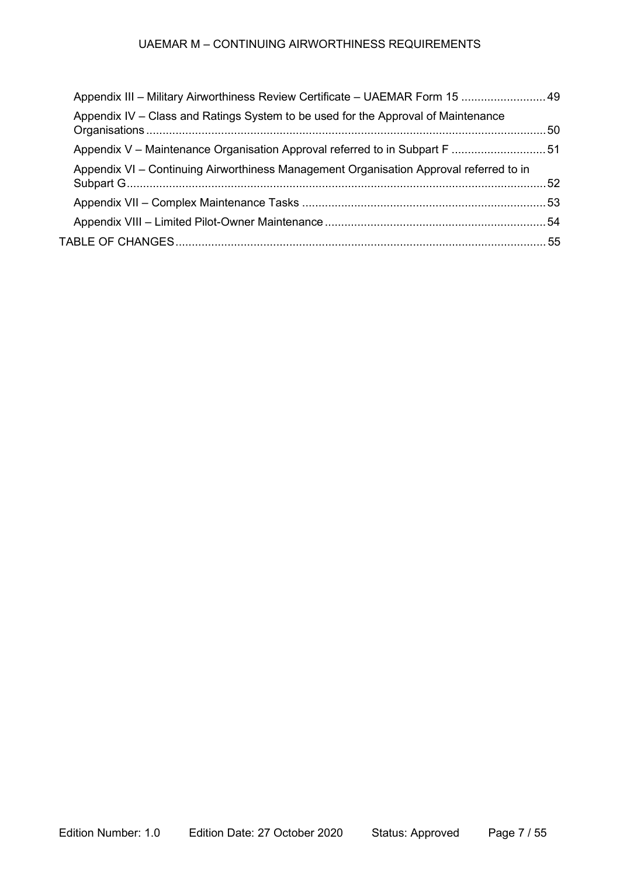- Appendix III – Military Airworthiness Review Certificate – UAEMAR Form 15 .......... 49
- Appendix IV – Class and Ratings System to be used for the Approval of Maintenance Organisations .......... 50
- Appendix V – Maintenance Organisation Approval referred to in Subpart F .......... 51
- Appendix VI – Continuing Airworthiness Management Organisation Approval referred to in Subpart G .......... 52
- Appendix VII – Complex Maintenance Tasks .......... 53
- Appendix VIII – Limited Pilot-Owner Maintenance .......... 54

TABLE OF CHANGES .......... 55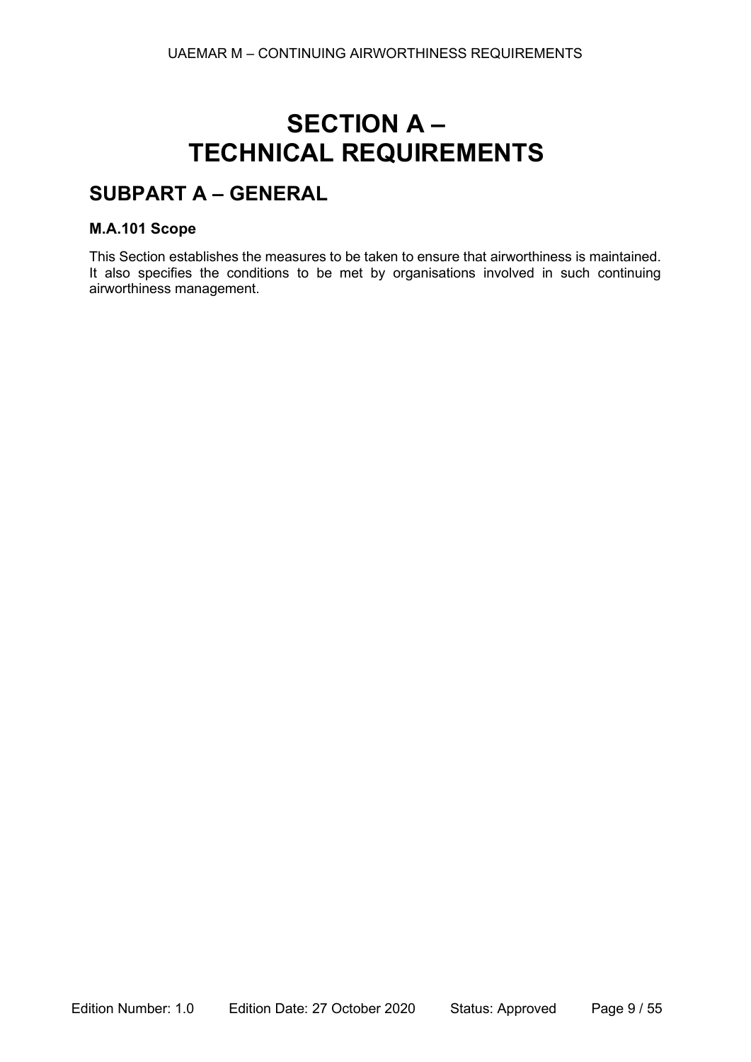# SECTION A – TECHNICAL REQUIREMENTS

## SUBPART A – GENERAL

### M.A.101 Scope

This Section establishes the measures to be taken to ensure that airworthiness is maintained. It also specifies the conditions to be met by organisations involved in such continuing airworthiness management.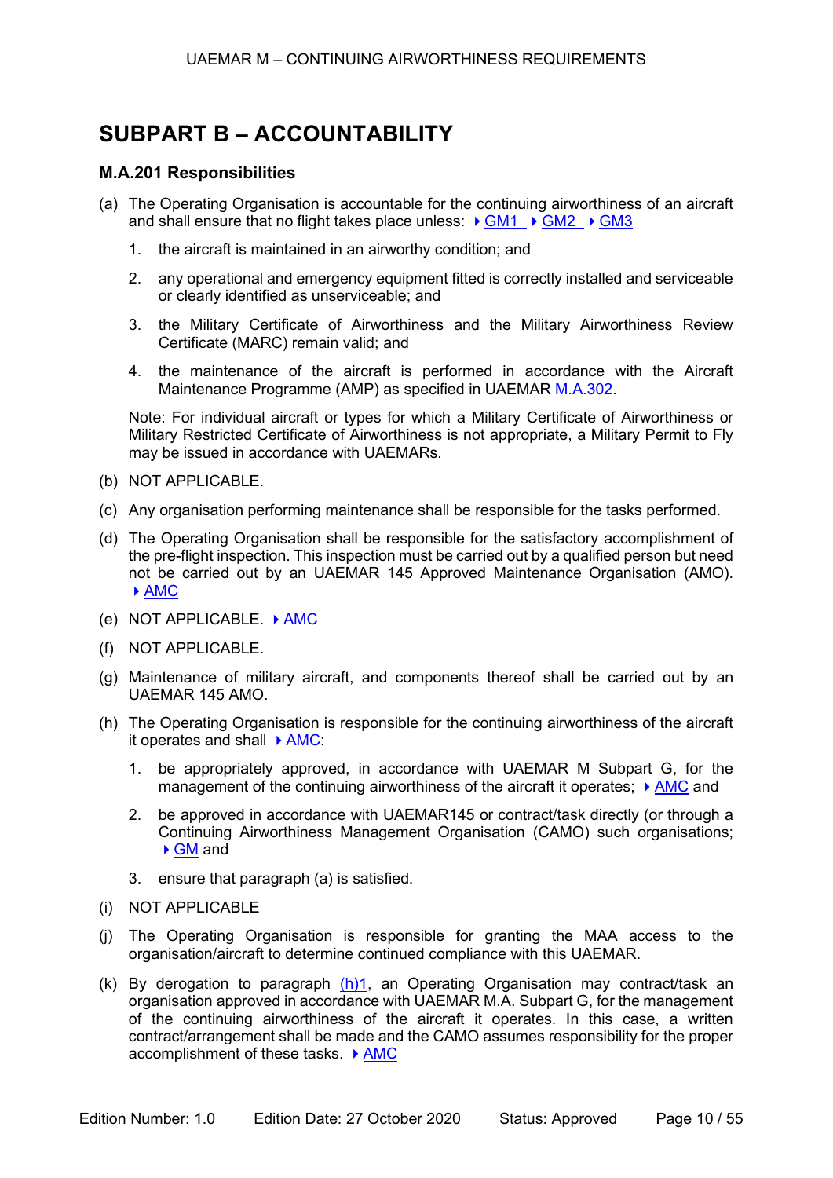## SUBPART B – ACCOUNTABILITY

### M.A.201 Responsibilities

(a) The Operating Organisation is accountable for the continuing airworthiness of an aircraft and shall ensure that no flight takes place unless: ▸ GM1 ▸ GM2 ▸ GM3

1. the aircraft is maintained in an airworthy condition; and
2. any operational and emergency equipment fitted is correctly installed and serviceable or clearly identified as unserviceable; and
3. the Military Certificate of Airworthiness and the Military Airworthiness Review Certificate (MARC) remain valid; and
4. the maintenance of the aircraft is performed in accordance with the Aircraft Maintenance Programme (AMP) as specified in UAEMAR M.A.302.

Note: For individual aircraft or types for which a Military Certificate of Airworthiness or Military Restricted Certificate of Airworthiness is not appropriate, a Military Permit to Fly may be issued in accordance with UAEMARs.

(b) NOT APPLICABLE.

(c) Any organisation performing maintenance shall be responsible for the tasks performed.

(d) The Operating Organisation shall be responsible for the satisfactory accomplishment of the pre-flight inspection. This inspection must be carried out by a qualified person but need not be carried out by an UAEMAR 145 Approved Maintenance Organisation (AMO). ▸ AMC

(e) NOT APPLICABLE. ▸ AMC

(f) NOT APPLICABLE.

(g) Maintenance of military aircraft, and components thereof shall be carried out by an UAEMAR 145 AMO.

(h) The Operating Organisation is responsible for the continuing airworthiness of the aircraft it operates and shall ▸ AMC:

1. be appropriately approved, in accordance with UAEMAR M Subpart G, for the management of the continuing airworthiness of the aircraft it operates; ▸ AMC and
2. be approved in accordance with UAEMAR145 or contract/task directly (or through a Continuing Airworthiness Management Organisation (CAMO) such organisations; ▸ GM and
3. ensure that paragraph (a) is satisfied.

(i) NOT APPLICABLE

(j) The Operating Organisation is responsible for granting the MAA access to the organisation/aircraft to determine continued compliance with this UAEMAR.

(k) By derogation to paragraph (h)1, an Operating Organisation may contract/task an organisation approved in accordance with UAEMAR M.A. Subpart G, for the management of the continuing airworthiness of the aircraft it operates. In this case, a written contract/arrangement shall be made and the CAMO assumes responsibility for the proper accomplishment of these tasks. ▸ AMC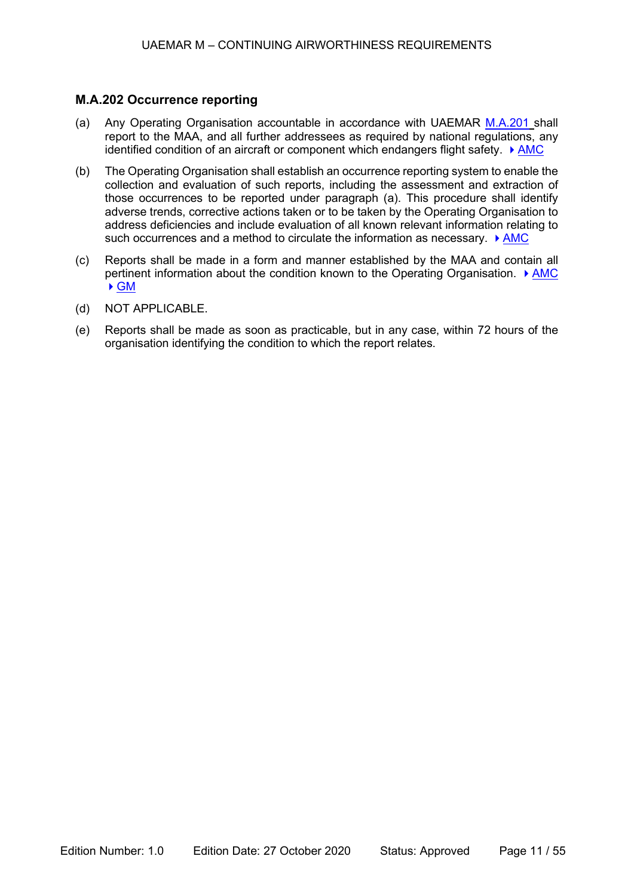### M.A.202 Occurrence reporting

(a) Any Operating Organisation accountable in accordance with UAEMAR M.A.201 shall report to the MAA, and all further addressees as required by national regulations, any identified condition of an aircraft or component which endangers flight safety. ▸ AMC

(b) The Operating Organisation shall establish an occurrence reporting system to enable the collection and evaluation of such reports, including the assessment and extraction of those occurrences to be reported under paragraph (a). This procedure shall identify adverse trends, corrective actions taken or to be taken by the Operating Organisation to address deficiencies and include evaluation of all known relevant information relating to such occurrences and a method to circulate the information as necessary. ▸ AMC

(c) Reports shall be made in a form and manner established by the MAA and contain all pertinent information about the condition known to the Operating Organisation. ▸ AMC ▸ GM

(d) NOT APPLICABLE.

(e) Reports shall be made as soon as practicable, but in any case, within 72 hours of the organisation identifying the condition to which the report relates.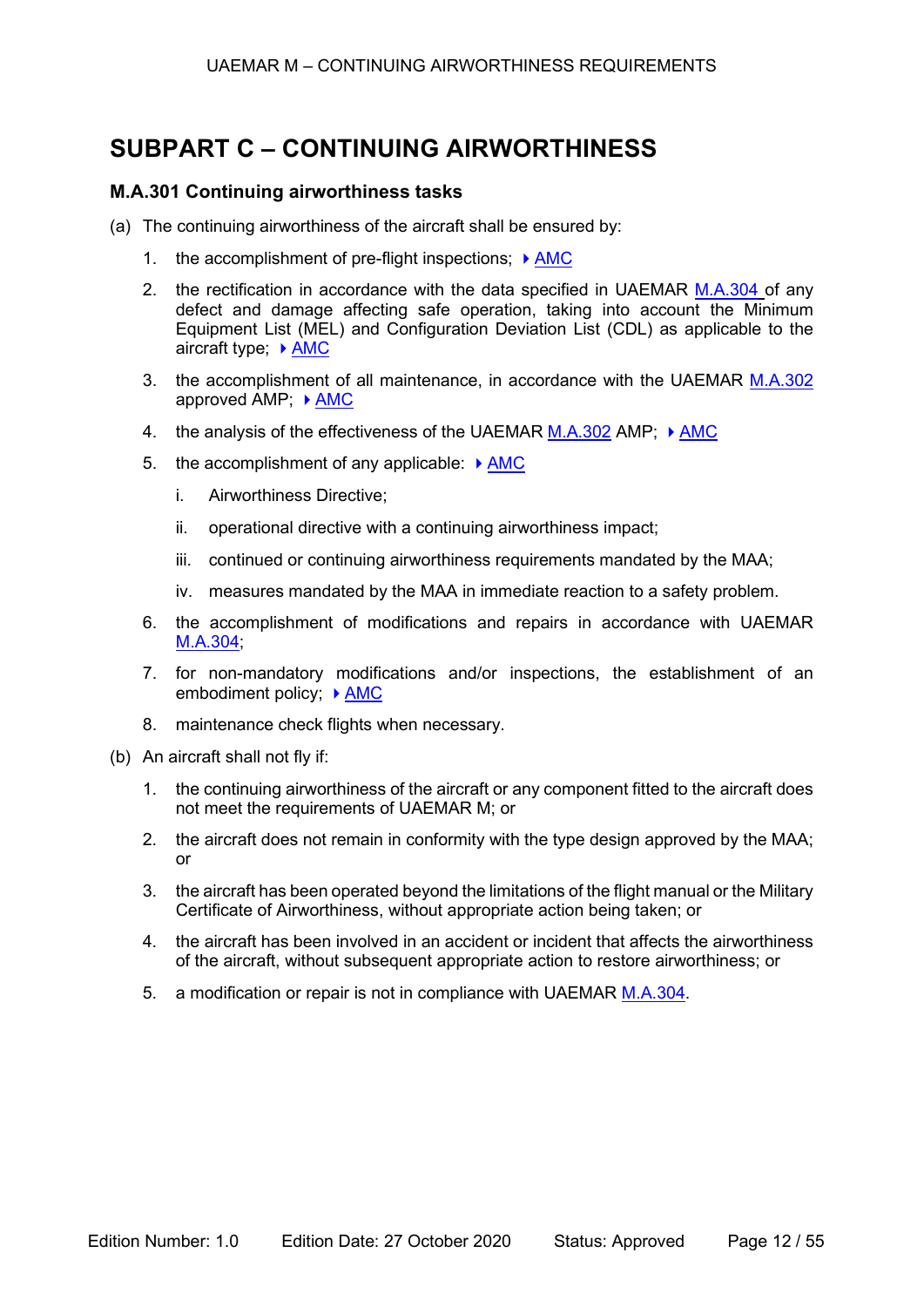# SUBPART C – CONTINUING AIRWORTHINESS

### M.A.301 Continuing airworthiness tasks

(a) The continuing airworthiness of the aircraft shall be ensured by:

1. the accomplishment of pre-flight inspections; ▸ AMC
2. the rectification in accordance with the data specified in UAEMAR M.A.304 of any defect and damage affecting safe operation, taking into account the Minimum Equipment List (MEL) and Configuration Deviation List (CDL) as applicable to the aircraft type; ▸ AMC
3. the accomplishment of all maintenance, in accordance with the UAEMAR M.A.302 approved AMP; ▸ AMC
4. the analysis of the effectiveness of the UAEMAR M.A.302 AMP; ▸ AMC
5. the accomplishment of any applicable: ▸ AMC
   i. Airworthiness Directive;
   ii. operational directive with a continuing airworthiness impact;
   iii. continued or continuing airworthiness requirements mandated by the MAA;
   iv. measures mandated by the MAA in immediate reaction to a safety problem.
6. the accomplishment of modifications and repairs in accordance with UAEMAR M.A.304;
7. for non-mandatory modifications and/or inspections, the establishment of an embodiment policy; ▸ AMC
8. maintenance check flights when necessary.

(b) An aircraft shall not fly if:

1. the continuing airworthiness of the aircraft or any component fitted to the aircraft does not meet the requirements of UAEMAR M; or
2. the aircraft does not remain in conformity with the type design approved by the MAA; or
3. the aircraft has been operated beyond the limitations of the flight manual or the Military Certificate of Airworthiness, without appropriate action being taken; or
4. the aircraft has been involved in an accident or incident that affects the airworthiness of the aircraft, without subsequent appropriate action to restore airworthiness; or
5. a modification or repair is not in compliance with UAEMAR M.A.304.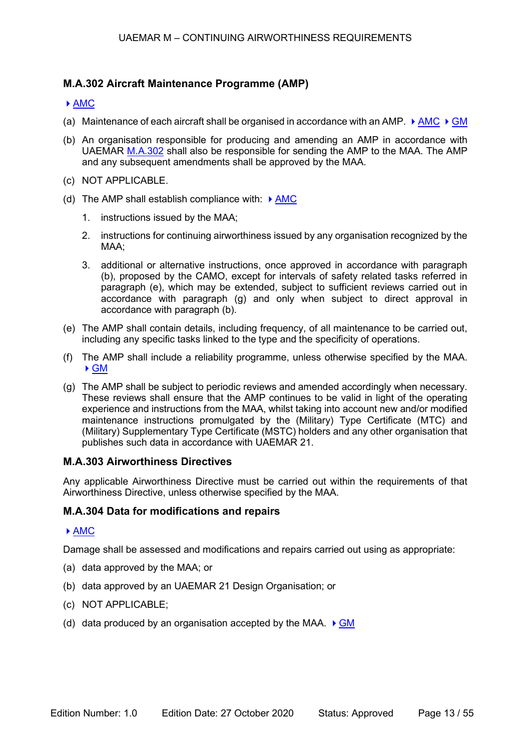### M.A.302 Aircraft Maintenance Programme (AMP)

▸ AMC

(a) Maintenance of each aircraft shall be organised in accordance with an AMP. ▸ AMC ▸ GM

(b) An organisation responsible for producing and amending an AMP in accordance with UAEMAR M.A.302 shall also be responsible for sending the AMP to the MAA. The AMP and any subsequent amendments shall be approved by the MAA.

(c) NOT APPLICABLE.

(d) The AMP shall establish compliance with: ▸ AMC

1. instructions issued by the MAA;
2. instructions for continuing airworthiness issued by any organisation recognized by the MAA;
3. additional or alternative instructions, once approved in accordance with paragraph (b), proposed by the CAMO, except for intervals of safety related tasks referred in paragraph (e), which may be extended, subject to sufficient reviews carried out in accordance with paragraph (g) and only when subject to direct approval in accordance with paragraph (b).

(e) The AMP shall contain details, including frequency, of all maintenance to be carried out, including any specific tasks linked to the type and the specificity of operations.

(f) The AMP shall include a reliability programme, unless otherwise specified by the MAA. ▸ GM

(g) The AMP shall be subject to periodic reviews and amended accordingly when necessary. These reviews shall ensure that the AMP continues to be valid in light of the operating experience and instructions from the MAA, whilst taking into account new and/or modified maintenance instructions promulgated by the (Military) Type Certificate (MTC) and (Military) Supplementary Type Certificate (MSTC) holders and any other organisation that publishes such data in accordance with UAEMAR 21.

### M.A.303 Airworthiness Directives

Any applicable Airworthiness Directive must be carried out within the requirements of that Airworthiness Directive, unless otherwise specified by the MAA.

### M.A.304 Data for modifications and repairs

▸ AMC

Damage shall be assessed and modifications and repairs carried out using as appropriate:

(a) data approved by the MAA; or

(b) data approved by an UAEMAR 21 Design Organisation; or

(c) NOT APPLICABLE;

(d) data produced by an organisation accepted by the MAA. ▸ GM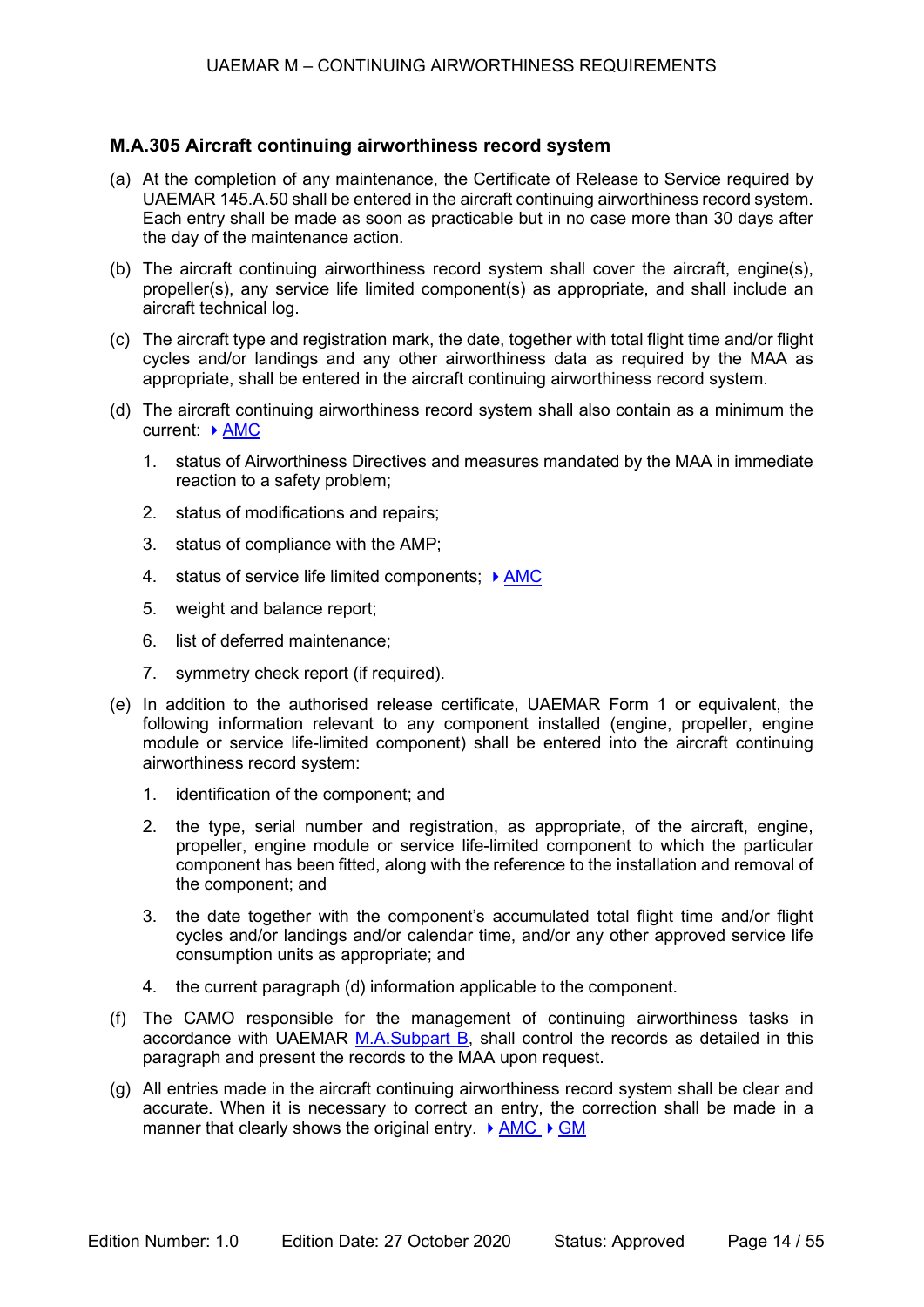### M.A.305 Aircraft continuing airworthiness record system

(a) At the completion of any maintenance, the Certificate of Release to Service required by UAEMAR 145.A.50 shall be entered in the aircraft continuing airworthiness record system. Each entry shall be made as soon as practicable but in no case more than 30 days after the day of the maintenance action.

(b) The aircraft continuing airworthiness record system shall cover the aircraft, engine(s), propeller(s), any service life limited component(s) as appropriate, and shall include an aircraft technical log.

(c) The aircraft type and registration mark, the date, together with total flight time and/or flight cycles and/or landings and any other airworthiness data as required by the MAA as appropriate, shall be entered in the aircraft continuing airworthiness record system.

(d) The aircraft continuing airworthiness record system shall also contain as a minimum the current: ▸ AMC

1. status of Airworthiness Directives and measures mandated by the MAA in immediate reaction to a safety problem;
2. status of modifications and repairs;
3. status of compliance with the AMP;
4. status of service life limited components; ▸ AMC
5. weight and balance report;
6. list of deferred maintenance;
7. symmetry check report (if required).

(e) In addition to the authorised release certificate, UAEMAR Form 1 or equivalent, the following information relevant to any component installed (engine, propeller, engine module or service life-limited component) shall be entered into the aircraft continuing airworthiness record system:

1. identification of the component; and
2. the type, serial number and registration, as appropriate, of the aircraft, engine, propeller, engine module or service life-limited component to which the particular component has been fitted, along with the reference to the installation and removal of the component; and
3. the date together with the component's accumulated total flight time and/or flight cycles and/or landings and/or calendar time, and/or any other approved service life consumption units as appropriate; and
4. the current paragraph (d) information applicable to the component.

(f) The CAMO responsible for the management of continuing airworthiness tasks in accordance with UAEMAR M.A.Subpart B, shall control the records as detailed in this paragraph and present the records to the MAA upon request.

(g) All entries made in the aircraft continuing airworthiness record system shall be clear and accurate. When it is necessary to correct an entry, the correction shall be made in a manner that clearly shows the original entry. ▸ AMC ▸ GM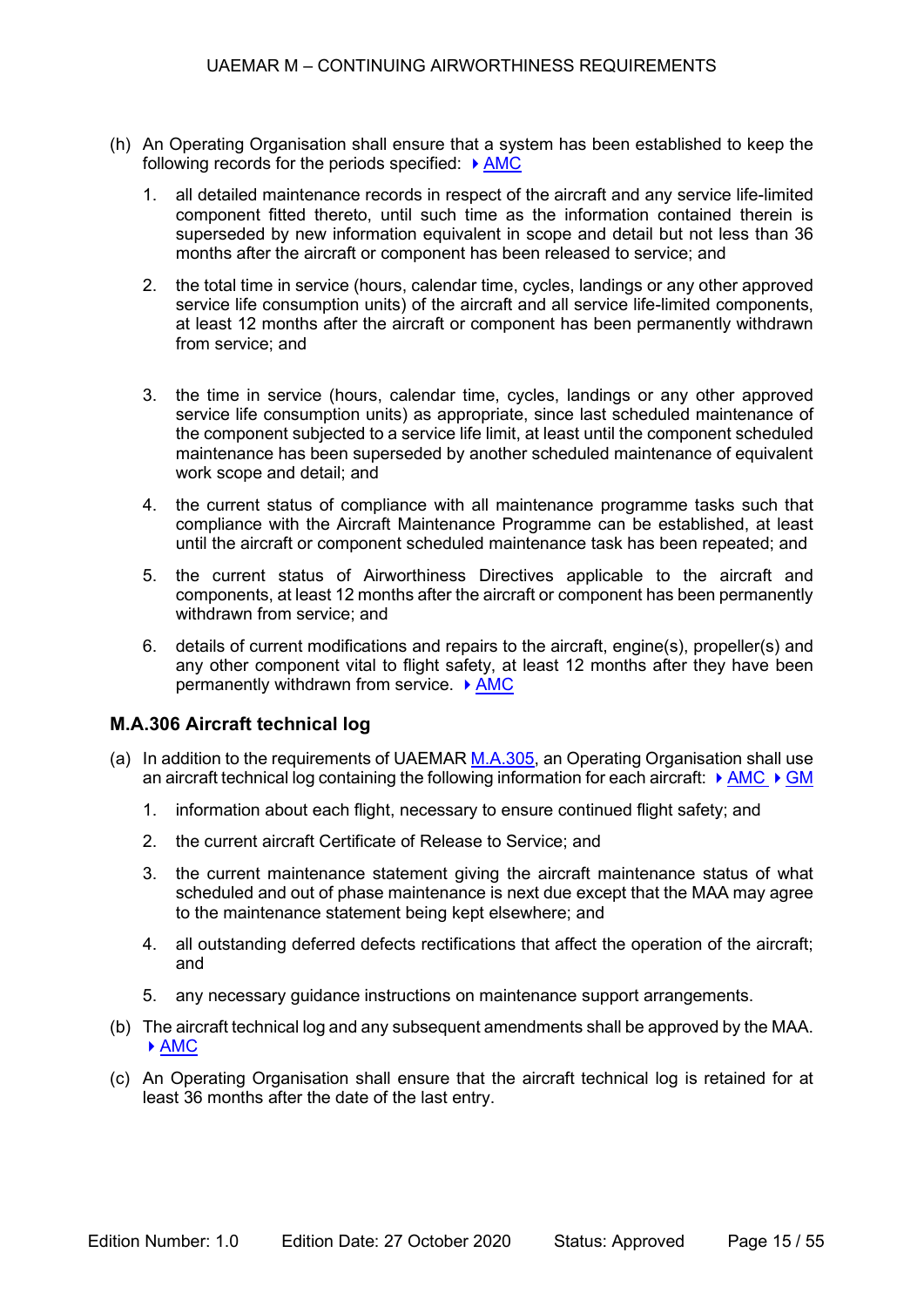(h) An Operating Organisation shall ensure that a system has been established to keep the following records for the periods specified: ▸ AMC

1. all detailed maintenance records in respect of the aircraft and any service life-limited component fitted thereto, until such time as the information contained therein is superseded by new information equivalent in scope and detail but not less than 36 months after the aircraft or component has been released to service; and

2. the total time in service (hours, calendar time, cycles, landings or any other approved service life consumption units) of the aircraft and all service life-limited components, at least 12 months after the aircraft or component has been permanently withdrawn from service; and

3. the time in service (hours, calendar time, cycles, landings or any other approved service life consumption units) as appropriate, since last scheduled maintenance of the component subjected to a service life limit, at least until the component scheduled maintenance has been superseded by another scheduled maintenance of equivalent work scope and detail; and

4. the current status of compliance with all maintenance programme tasks such that compliance with the Aircraft Maintenance Programme can be established, at least until the aircraft or component scheduled maintenance task has been repeated; and

5. the current status of Airworthiness Directives applicable to the aircraft and components, at least 12 months after the aircraft or component has been permanently withdrawn from service; and

6. details of current modifications and repairs to the aircraft, engine(s), propeller(s) and any other component vital to flight safety, at least 12 months after they have been permanently withdrawn from service. ▸ AMC

### M.A.306 Aircraft technical log

(a) In addition to the requirements of UAEMAR M.A.305, an Operating Organisation shall use an aircraft technical log containing the following information for each aircraft: ▸ AMC ▸ GM

1. information about each flight, necessary to ensure continued flight safety; and

2. the current aircraft Certificate of Release to Service; and

3. the current maintenance statement giving the aircraft maintenance status of what scheduled and out of phase maintenance is next due except that the MAA may agree to the maintenance statement being kept elsewhere; and

4. all outstanding deferred defects rectifications that affect the operation of the aircraft; and

5. any necessary guidance instructions on maintenance support arrangements.

(b) The aircraft technical log and any subsequent amendments shall be approved by the MAA. ▸ AMC

(c) An Operating Organisation shall ensure that the aircraft technical log is retained for at least 36 months after the date of the last entry.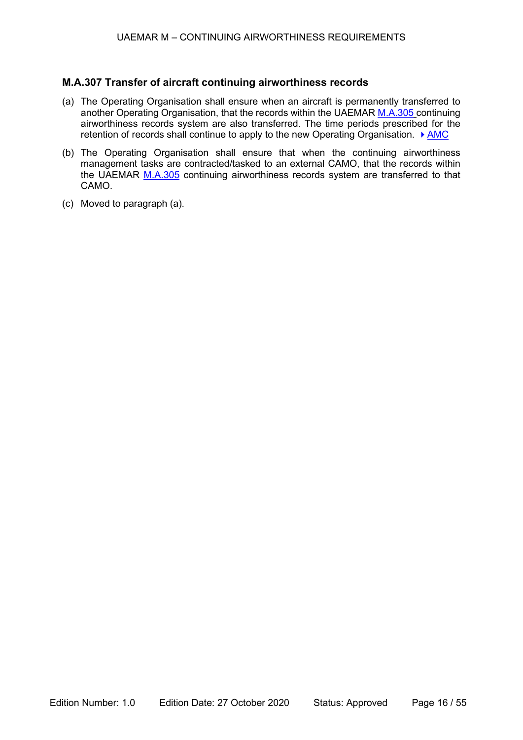### M.A.307 Transfer of aircraft continuing airworthiness records

(a) The Operating Organisation shall ensure when an aircraft is permanently transferred to another Operating Organisation, that the records within the UAEMAR M.A.305 continuing airworthiness records system are also transferred. The time periods prescribed for the retention of records shall continue to apply to the new Operating Organisation. ▶ AMC

(b) The Operating Organisation shall ensure that when the continuing airworthiness management tasks are contracted/tasked to an external CAMO, that the records within the UAEMAR M.A.305 continuing airworthiness records system are transferred to that CAMO.

(c) Moved to paragraph (a).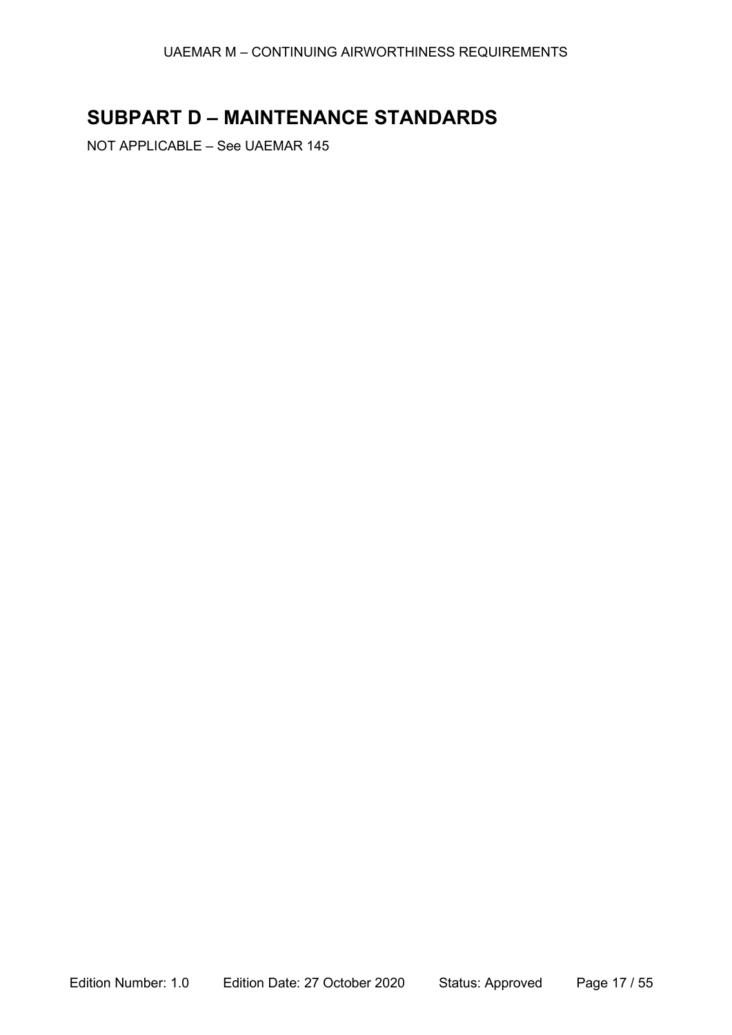## SUBPART D – MAINTENANCE STANDARDS

NOT APPLICABLE – See UAEMAR 145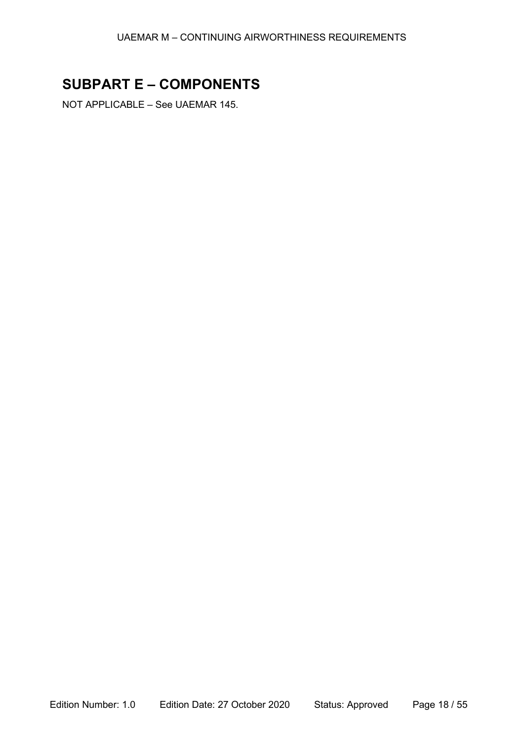## SUBPART E – COMPONENTS

NOT APPLICABLE – See UAEMAR 145.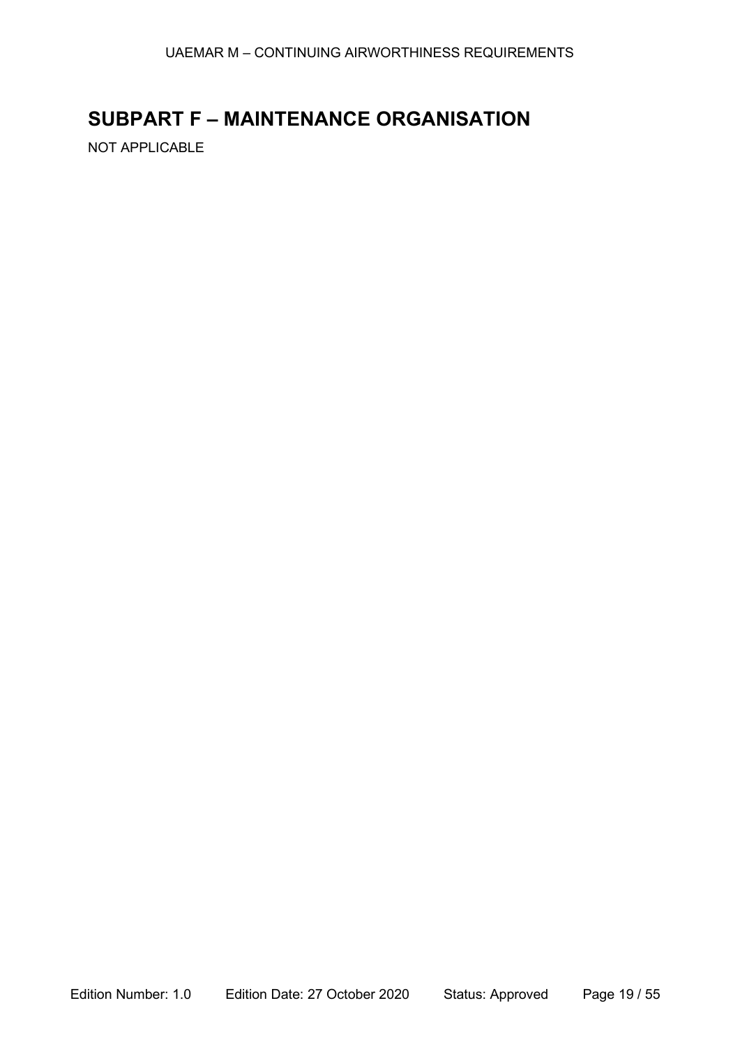## SUBPART F – MAINTENANCE ORGANISATION

NOT APPLICABLE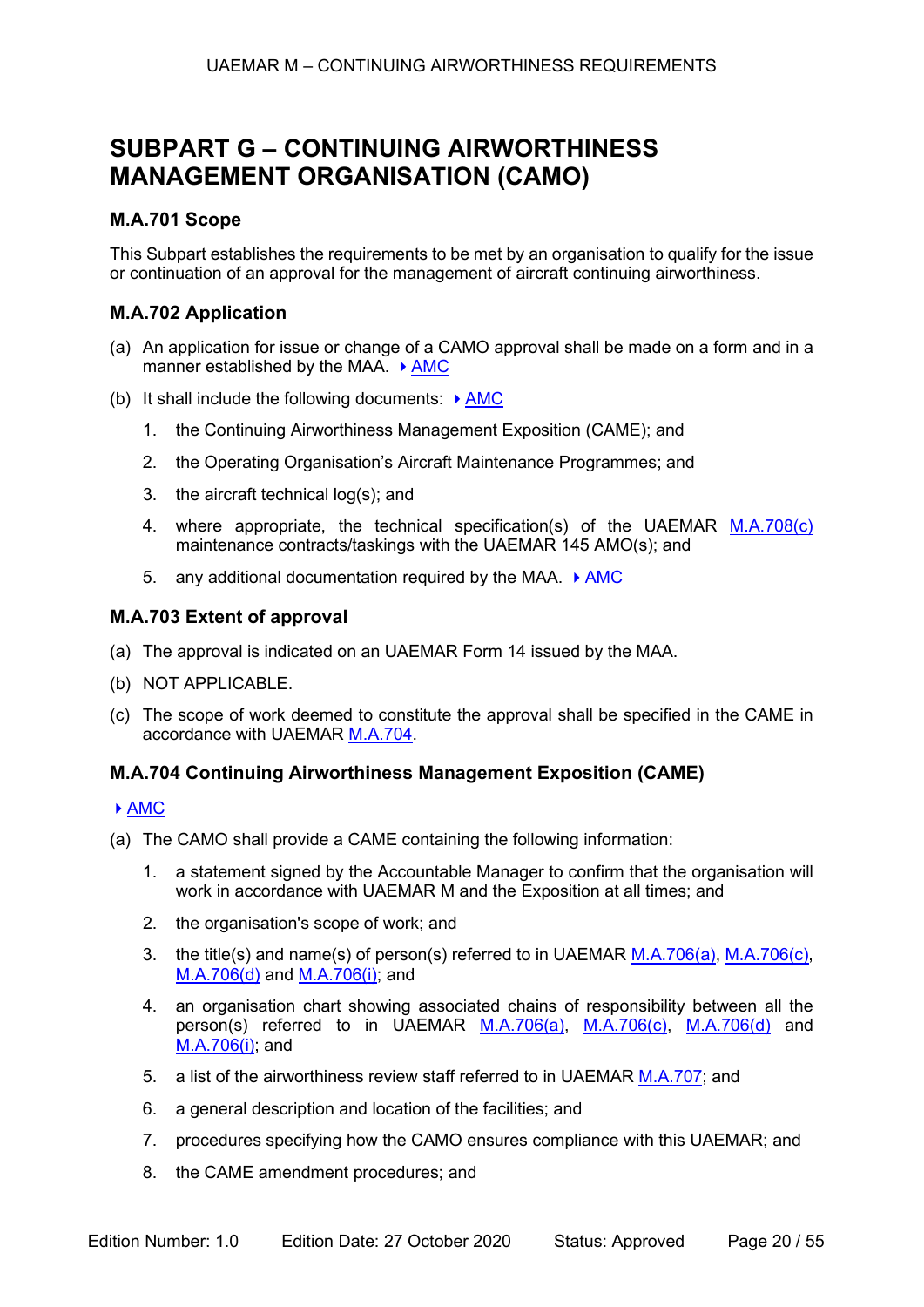# SUBPART G – CONTINUING AIRWORTHINESS MANAGEMENT ORGANISATION (CAMO)

### M.A.701 Scope

This Subpart establishes the requirements to be met by an organisation to qualify for the issue or continuation of an approval for the management of aircraft continuing airworthiness.

### M.A.702 Application

(a) An application for issue or change of a CAMO approval shall be made on a form and in a manner established by the MAA. ▸ AMC

(b) It shall include the following documents: ▸ AMC

1. the Continuing Airworthiness Management Exposition (CAME); and
2. the Operating Organisation's Aircraft Maintenance Programmes; and
3. the aircraft technical log(s); and
4. where appropriate, the technical specification(s) of the UAEMAR M.A.708(c) maintenance contracts/taskings with the UAEMAR 145 AMO(s); and
5. any additional documentation required by the MAA. ▸ AMC

### M.A.703 Extent of approval

(a) The approval is indicated on an UAEMAR Form 14 issued by the MAA.

(b) NOT APPLICABLE.

(c) The scope of work deemed to constitute the approval shall be specified in the CAME in accordance with UAEMAR M.A.704.

### M.A.704 Continuing Airworthiness Management Exposition (CAME)

▸ AMC

(a) The CAMO shall provide a CAME containing the following information:

1. a statement signed by the Accountable Manager to confirm that the organisation will work in accordance with UAEMAR M and the Exposition at all times; and
2. the organisation's scope of work; and
3. the title(s) and name(s) of person(s) referred to in UAEMAR M.A.706(a), M.A.706(c), M.A.706(d) and M.A.706(i); and
4. an organisation chart showing associated chains of responsibility between all the person(s) referred to in UAEMAR M.A.706(a), M.A.706(c), M.A.706(d) and M.A.706(i); and
5. a list of the airworthiness review staff referred to in UAEMAR M.A.707; and
6. a general description and location of the facilities; and
7. procedures specifying how the CAMO ensures compliance with this UAEMAR; and
8. the CAME amendment procedures; and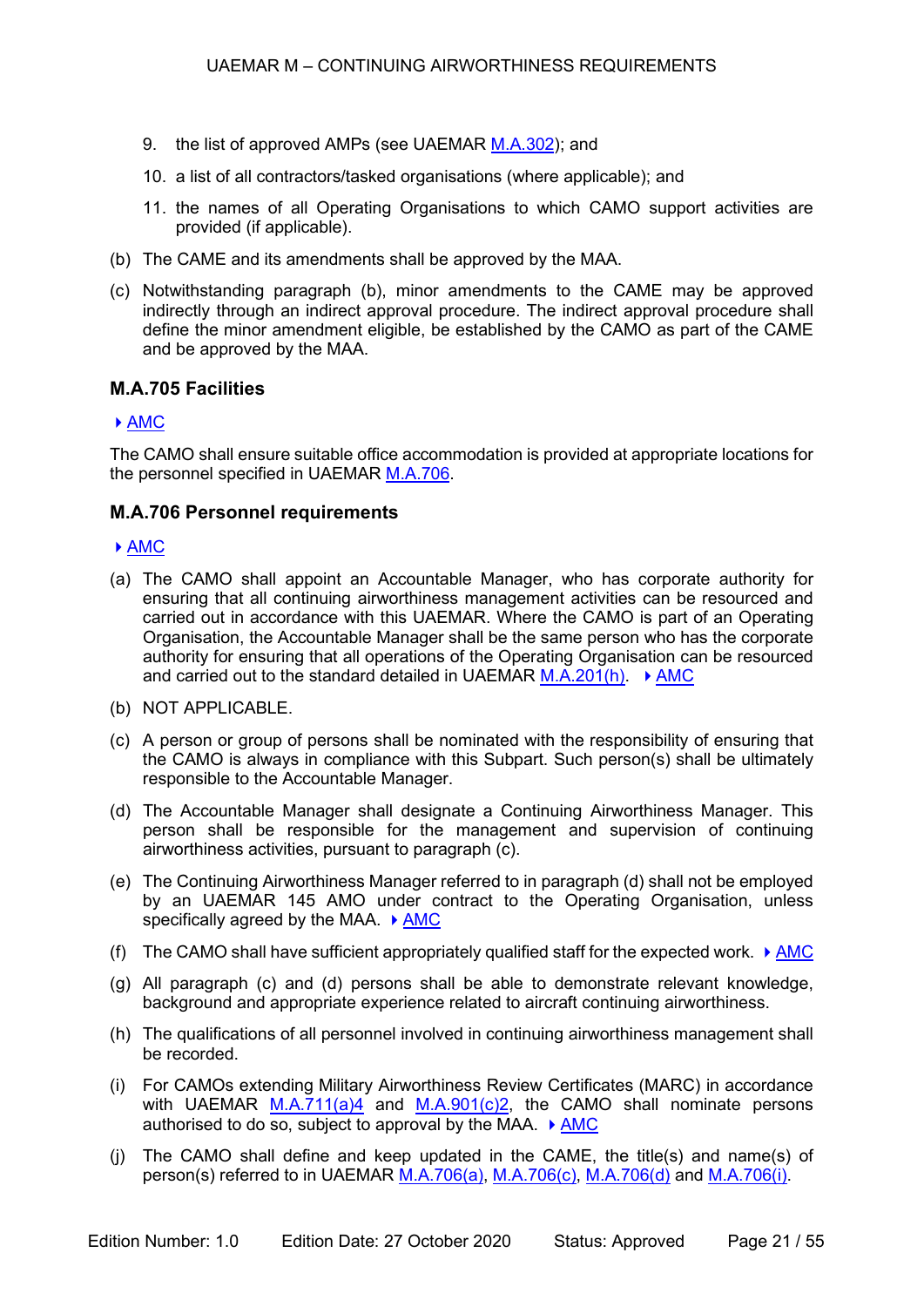9. the list of approved AMPs (see UAEMAR M.A.302); and

10. a list of all contractors/tasked organisations (where applicable); and

11. the names of all Operating Organisations to which CAMO support activities are provided (if applicable).

(b) The CAME and its amendments shall be approved by the MAA.

(c) Notwithstanding paragraph (b), minor amendments to the CAME may be approved indirectly through an indirect approval procedure. The indirect approval procedure shall define the minor amendment eligible, be established by the CAMO as part of the CAME and be approved by the MAA.

### M.A.705 Facilities

▸ AMC

The CAMO shall ensure suitable office accommodation is provided at appropriate locations for the personnel specified in UAEMAR M.A.706.

### M.A.706 Personnel requirements

▸ AMC

(a) The CAMO shall appoint an Accountable Manager, who has corporate authority for ensuring that all continuing airworthiness management activities can be resourced and carried out in accordance with this UAEMAR. Where the CAMO is part of an Operating Organisation, the Accountable Manager shall be the same person who has the corporate authority for ensuring that all operations of the Operating Organisation can be resourced and carried out to the standard detailed in UAEMAR M.A.201(h). ▸ AMC

(b) NOT APPLICABLE.

(c) A person or group of persons shall be nominated with the responsibility of ensuring that the CAMO is always in compliance with this Subpart. Such person(s) shall be ultimately responsible to the Accountable Manager.

(d) The Accountable Manager shall designate a Continuing Airworthiness Manager. This person shall be responsible for the management and supervision of continuing airworthiness activities, pursuant to paragraph (c).

(e) The Continuing Airworthiness Manager referred to in paragraph (d) shall not be employed by an UAEMAR 145 AMO under contract to the Operating Organisation, unless specifically agreed by the MAA. ▸ AMC

(f) The CAMO shall have sufficient appropriately qualified staff for the expected work. ▸ AMC

(g) All paragraph (c) and (d) persons shall be able to demonstrate relevant knowledge, background and appropriate experience related to aircraft continuing airworthiness.

(h) The qualifications of all personnel involved in continuing airworthiness management shall be recorded.

(i) For CAMOs extending Military Airworthiness Review Certificates (MARC) in accordance with UAEMAR M.A.711(a)4 and M.A.901(c)2, the CAMO shall nominate persons authorised to do so, subject to approval by the MAA. ▸ AMC

(j) The CAMO shall define and keep updated in the CAME, the title(s) and name(s) of person(s) referred to in UAEMAR M.A.706(a), M.A.706(c), M.A.706(d) and M.A.706(i).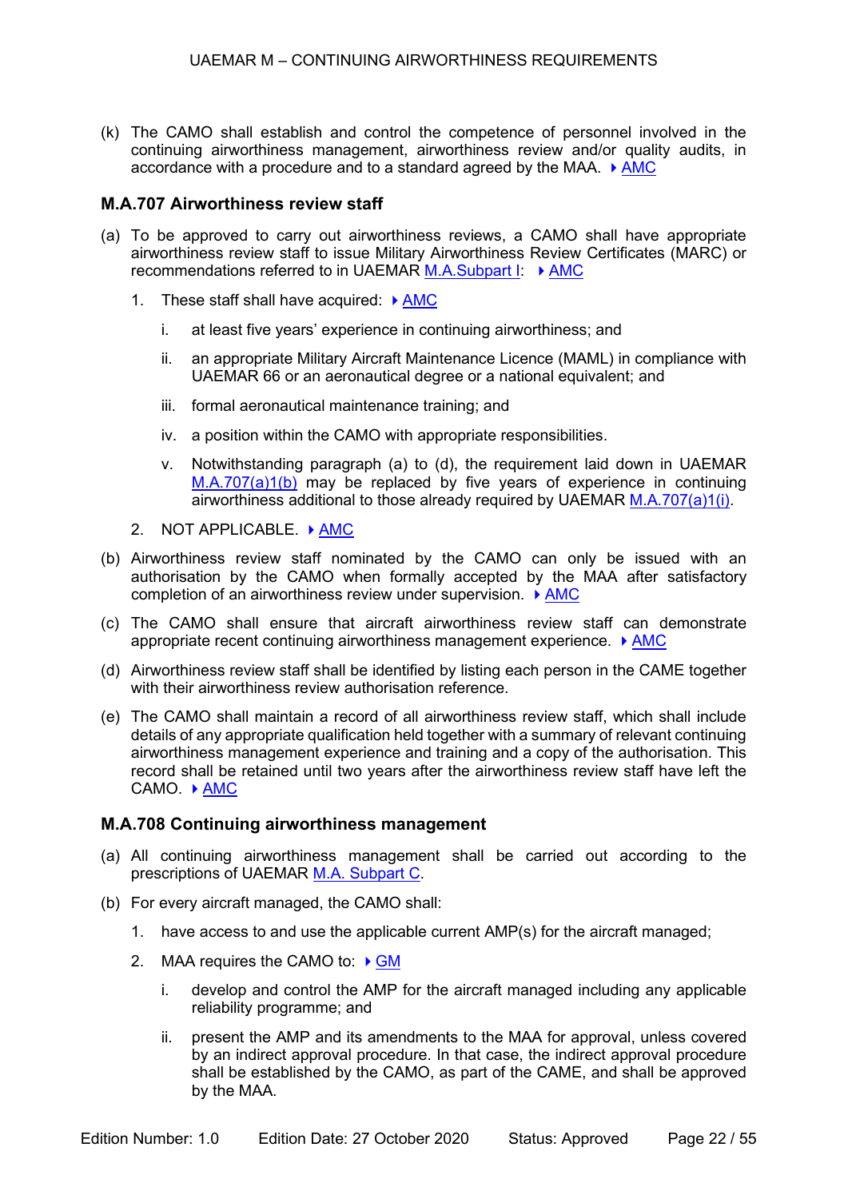(k) The CAMO shall establish and control the competence of personnel involved in the continuing airworthiness management, airworthiness review and/or quality audits, in accordance with a procedure and to a standard agreed by the MAA. ▸ AMC

### M.A.707 Airworthiness review staff

(a) To be approved to carry out airworthiness reviews, a CAMO shall have appropriate airworthiness review staff to issue Military Airworthiness Review Certificates (MARC) or recommendations referred to in UAEMAR M.A.Subpart I: ▸ AMC

1. These staff shall have acquired: ▸ AMC

    i. at least five years' experience in continuing airworthiness; and

    ii. an appropriate Military Aircraft Maintenance Licence (MAML) in compliance with UAEMAR 66 or an aeronautical degree or a national equivalent; and

    iii. formal aeronautical maintenance training; and

    iv. a position within the CAMO with appropriate responsibilities.

    v. Notwithstanding paragraph (a) to (d), the requirement laid down in UAEMAR M.A.707(a)1(b) may be replaced by five years of experience in continuing airworthiness additional to those already required by UAEMAR M.A.707(a)1(i).

2. NOT APPLICABLE. ▸ AMC

(b) Airworthiness review staff nominated by the CAMO can only be issued with an authorisation by the CAMO when formally accepted by the MAA after satisfactory completion of an airworthiness review under supervision. ▸ AMC

(c) The CAMO shall ensure that aircraft airworthiness review staff can demonstrate appropriate recent continuing airworthiness management experience. ▸ AMC

(d) Airworthiness review staff shall be identified by listing each person in the CAME together with their airworthiness review authorisation reference.

(e) The CAMO shall maintain a record of all airworthiness review staff, which shall include details of any appropriate qualification held together with a summary of relevant continuing airworthiness management experience and training and a copy of the authorisation. This record shall be retained until two years after the airworthiness review staff have left the CAMO. ▸ AMC

### M.A.708 Continuing airworthiness management

(a) All continuing airworthiness management shall be carried out according to the prescriptions of UAEMAR M.A. Subpart C.

(b) For every aircraft managed, the CAMO shall:

1. have access to and use the applicable current AMP(s) for the aircraft managed;

2. MAA requires the CAMO to: ▸ GM

    i. develop and control the AMP for the aircraft managed including any applicable reliability programme; and

    ii. present the AMP and its amendments to the MAA for approval, unless covered by an indirect approval procedure. In that case, the indirect approval procedure shall be established by the CAMO, as part of the CAME, and shall be approved by the MAA.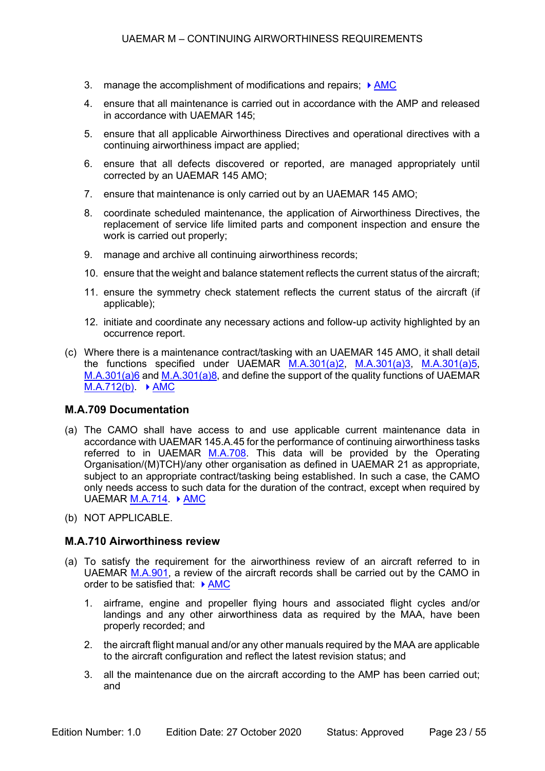3. manage the accomplishment of modifications and repairs; ▶ AMC

4. ensure that all maintenance is carried out in accordance with the AMP and released in accordance with UAEMAR 145;

5. ensure that all applicable Airworthiness Directives and operational directives with a continuing airworthiness impact are applied;

6. ensure that all defects discovered or reported, are managed appropriately until corrected by an UAEMAR 145 AMO;

7. ensure that maintenance is only carried out by an UAEMAR 145 AMO;

8. coordinate scheduled maintenance, the application of Airworthiness Directives, the replacement of service life limited parts and component inspection and ensure the work is carried out properly;

9. manage and archive all continuing airworthiness records;

10. ensure that the weight and balance statement reflects the current status of the aircraft;

11. ensure the symmetry check statement reflects the current status of the aircraft (if applicable);

12. initiate and coordinate any necessary actions and follow-up activity highlighted by an occurrence report.

(c) Where there is a maintenance contract/tasking with an UAEMAR 145 AMO, it shall detail the functions specified under UAEMAR M.A.301(a)2, M.A.301(a)3, M.A.301(a)5, M.A.301(a)6 and M.A.301(a)8, and define the support of the quality functions of UAEMAR M.A.712(b). ▶ AMC

### M.A.709 Documentation

(a) The CAMO shall have access to and use applicable current maintenance data in accordance with UAEMAR 145.A.45 for the performance of continuing airworthiness tasks referred to in UAEMAR M.A.708. This data will be provided by the Operating Organisation/(M)TCH)/any other organisation as defined in UAEMAR 21 as appropriate, subject to an appropriate contract/tasking being established. In such a case, the CAMO only needs access to such data for the duration of the contract, except when required by UAEMAR M.A.714. ▶ AMC

(b) NOT APPLICABLE.

### M.A.710 Airworthiness review

(a) To satisfy the requirement for the airworthiness review of an aircraft referred to in UAEMAR M.A.901, a review of the aircraft records shall be carried out by the CAMO in order to be satisfied that: ▶ AMC

1. airframe, engine and propeller flying hours and associated flight cycles and/or landings and any other airworthiness data as required by the MAA, have been properly recorded; and

2. the aircraft flight manual and/or any other manuals required by the MAA are applicable to the aircraft configuration and reflect the latest revision status; and

3. all the maintenance due on the aircraft according to the AMP has been carried out; and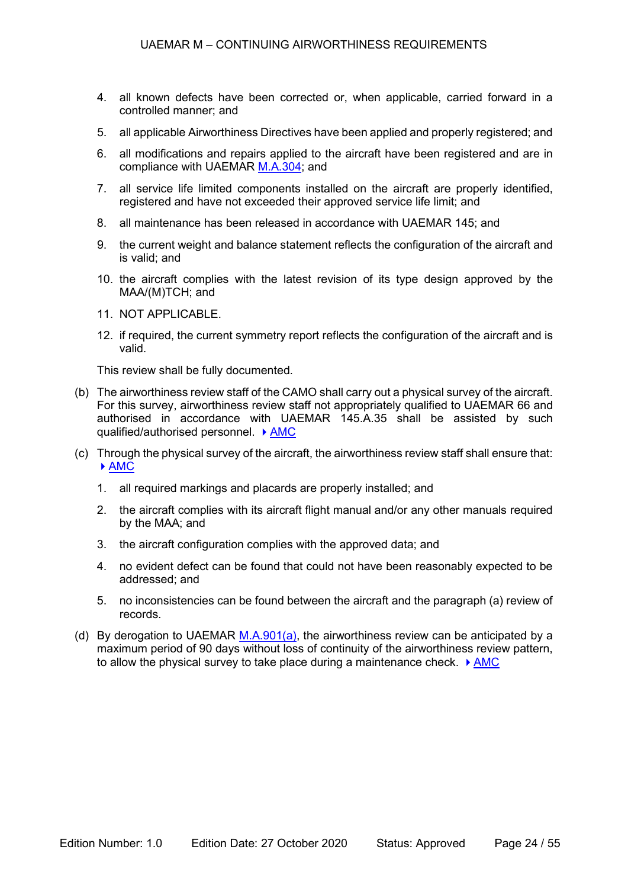4. all known defects have been corrected or, when applicable, carried forward in a controlled manner; and

5. all applicable Airworthiness Directives have been applied and properly registered; and

6. all modifications and repairs applied to the aircraft have been registered and are in compliance with UAEMAR M.A.304; and

7. all service life limited components installed on the aircraft are properly identified, registered and have not exceeded their approved service life limit; and

8. all maintenance has been released in accordance with UAEMAR 145; and

9. the current weight and balance statement reflects the configuration of the aircraft and is valid; and

10. the aircraft complies with the latest revision of its type design approved by the MAA/(M)TCH; and

11. NOT APPLICABLE.

12. if required, the current symmetry report reflects the configuration of the aircraft and is valid.

This review shall be fully documented.

(b) The airworthiness review staff of the CAMO shall carry out a physical survey of the aircraft. For this survey, airworthiness review staff not appropriately qualified to UAEMAR 66 and authorised in accordance with UAEMAR 145.A.35 shall be assisted by such qualified/authorised personnel. ▸ AMC

(c) Through the physical survey of the aircraft, the airworthiness review staff shall ensure that: ▸ AMC

1. all required markings and placards are properly installed; and

2. the aircraft complies with its aircraft flight manual and/or any other manuals required by the MAA; and

3. the aircraft configuration complies with the approved data; and

4. no evident defect can be found that could not have been reasonably expected to be addressed; and

5. no inconsistencies can be found between the aircraft and the paragraph (a) review of records.

(d) By derogation to UAEMAR M.A.901(a), the airworthiness review can be anticipated by a maximum period of 90 days without loss of continuity of the airworthiness review pattern, to allow the physical survey to take place during a maintenance check. ▸ AMC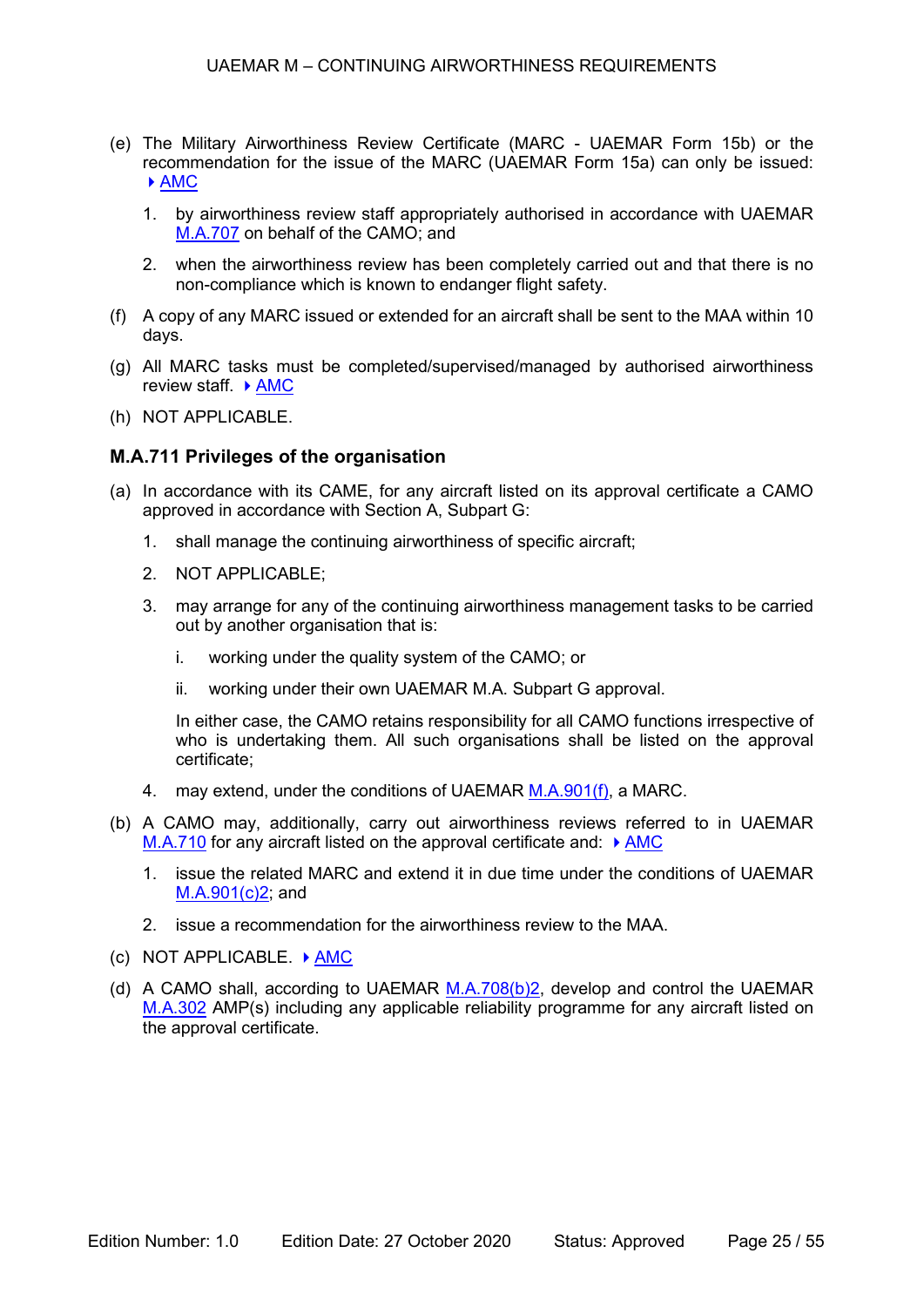(e) The Military Airworthiness Review Certificate (MARC - UAEMAR Form 15b) or the recommendation for the issue of the MARC (UAEMAR Form 15a) can only be issued: ▸ AMC

1. by airworthiness review staff appropriately authorised in accordance with UAEMAR M.A.707 on behalf of the CAMO; and

2. when the airworthiness review has been completely carried out and that there is no non-compliance which is known to endanger flight safety.

(f) A copy of any MARC issued or extended for an aircraft shall be sent to the MAA within 10 days.

(g) All MARC tasks must be completed/supervised/managed by authorised airworthiness review staff. ▸ AMC

(h) NOT APPLICABLE.

### M.A.711 Privileges of the organisation

(a) In accordance with its CAME, for any aircraft listed on its approval certificate a CAMO approved in accordance with Section A, Subpart G:

1. shall manage the continuing airworthiness of specific aircraft;

2. NOT APPLICABLE;

3. may arrange for any of the continuing airworthiness management tasks to be carried out by another organisation that is:

   i. working under the quality system of the CAMO; or

   ii. working under their own UAEMAR M.A. Subpart G approval.

   In either case, the CAMO retains responsibility for all CAMO functions irrespective of who is undertaking them. All such organisations shall be listed on the approval certificate;

4. may extend, under the conditions of UAEMAR M.A.901(f), a MARC.

(b) A CAMO may, additionally, carry out airworthiness reviews referred to in UAEMAR M.A.710 for any aircraft listed on the approval certificate and: ▸ AMC

1. issue the related MARC and extend it in due time under the conditions of UAEMAR M.A.901(c)2; and

2. issue a recommendation for the airworthiness review to the MAA.

(c) NOT APPLICABLE. ▸ AMC

(d) A CAMO shall, according to UAEMAR M.A.708(b)2, develop and control the UAEMAR M.A.302 AMP(s) including any applicable reliability programme for any aircraft listed on the approval certificate.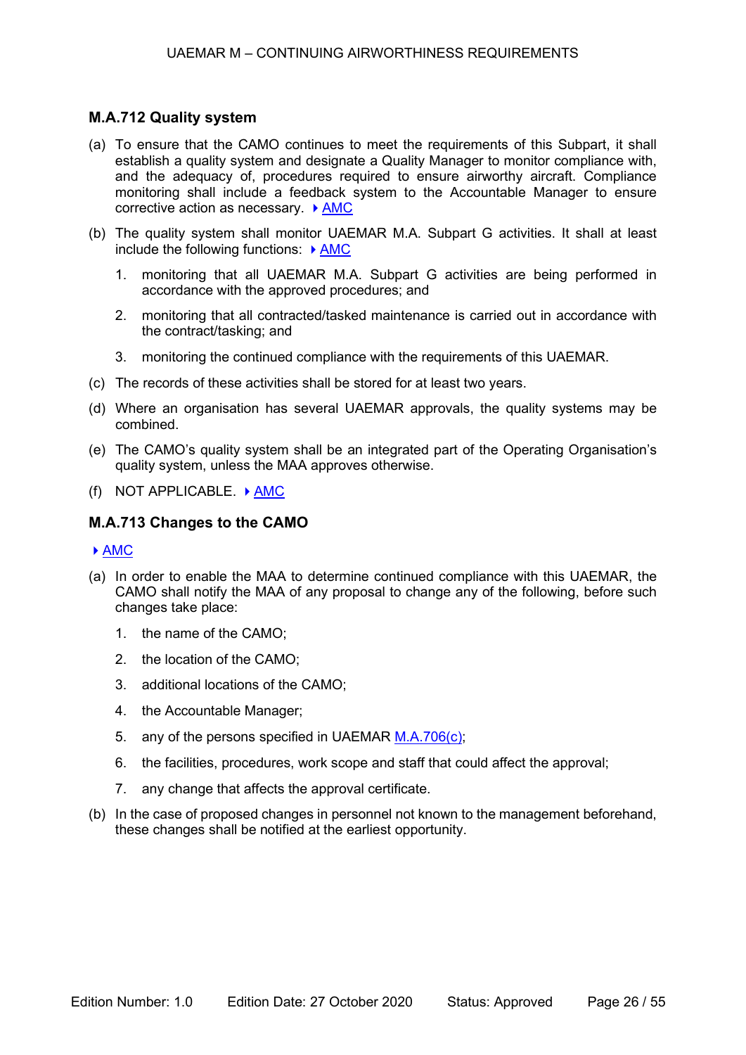### M.A.712 Quality system

(a) To ensure that the CAMO continues to meet the requirements of this Subpart, it shall establish a quality system and designate a Quality Manager to monitor compliance with, and the adequacy of, procedures required to ensure airworthy aircraft. Compliance monitoring shall include a feedback system to the Accountable Manager to ensure corrective action as necessary. ▸ AMC

(b) The quality system shall monitor UAEMAR M.A. Subpart G activities. It shall at least include the following functions: ▸ AMC

1. monitoring that all UAEMAR M.A. Subpart G activities are being performed in accordance with the approved procedures; and

2. monitoring that all contracted/tasked maintenance is carried out in accordance with the contract/tasking; and

3. monitoring the continued compliance with the requirements of this UAEMAR.

(c) The records of these activities shall be stored for at least two years.

(d) Where an organisation has several UAEMAR approvals, the quality systems may be combined.

(e) The CAMO's quality system shall be an integrated part of the Operating Organisation's quality system, unless the MAA approves otherwise.

(f) NOT APPLICABLE. ▸ AMC

### M.A.713 Changes to the CAMO

▸ AMC

(a) In order to enable the MAA to determine continued compliance with this UAEMAR, the CAMO shall notify the MAA of any proposal to change any of the following, before such changes take place:

1. the name of the CAMO;

2. the location of the CAMO;

3. additional locations of the CAMO;

4. the Accountable Manager;

5. any of the persons specified in UAEMAR M.A.706(c);

6. the facilities, procedures, work scope and staff that could affect the approval;

7. any change that affects the approval certificate.

(b) In the case of proposed changes in personnel not known to the management beforehand, these changes shall be notified at the earliest opportunity.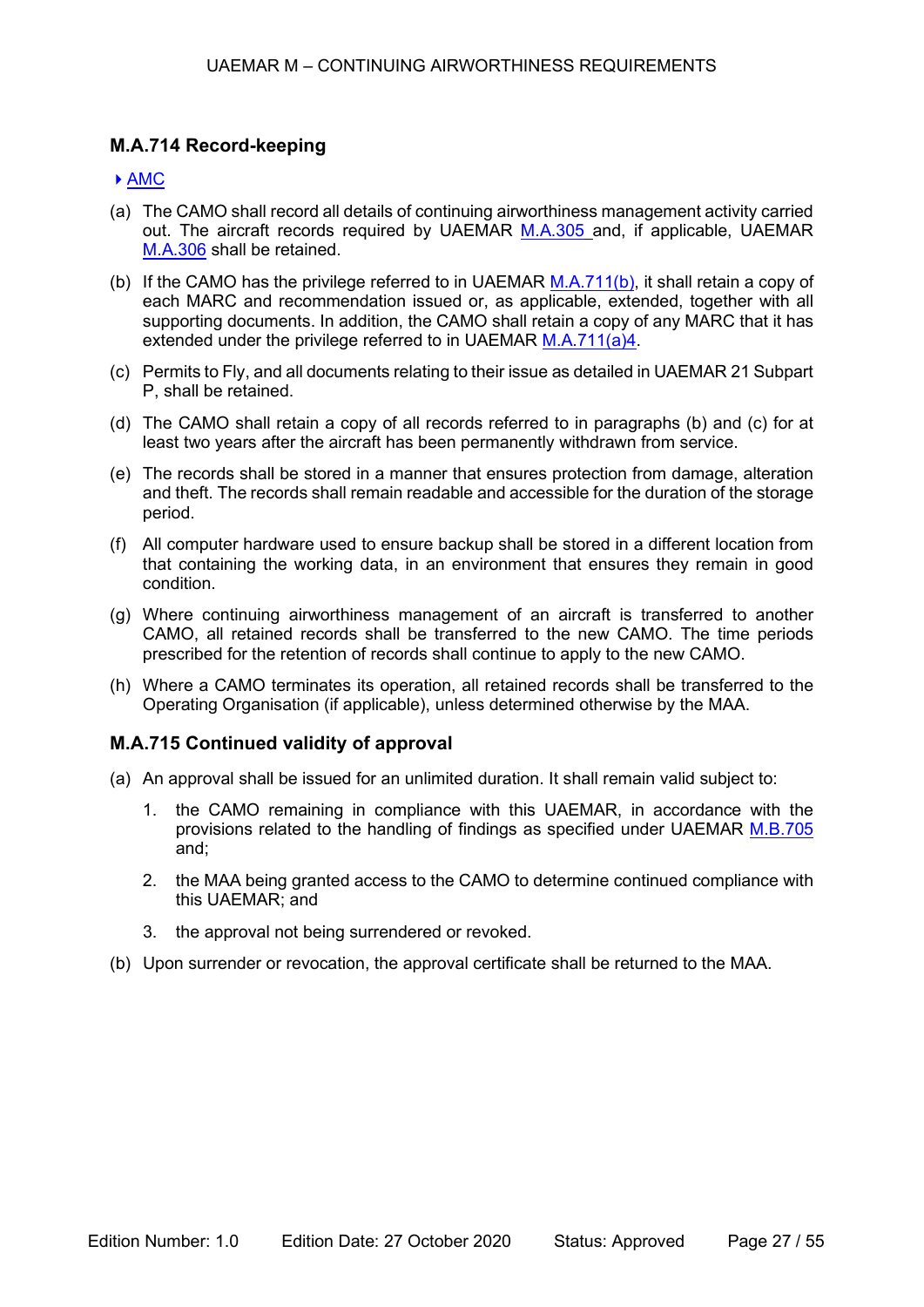## M.A.714 Record-keeping

▸ AMC

(a) The CAMO shall record all details of continuing airworthiness management activity carried out. The aircraft records required by UAEMAR M.A.305 and, if applicable, UAEMAR M.A.306 shall be retained.

(b) If the CAMO has the privilege referred to in UAEMAR M.A.711(b), it shall retain a copy of each MARC and recommendation issued or, as applicable, extended, together with all supporting documents. In addition, the CAMO shall retain a copy of any MARC that it has extended under the privilege referred to in UAEMAR M.A.711(a)4.

(c) Permits to Fly, and all documents relating to their issue as detailed in UAEMAR 21 Subpart P, shall be retained.

(d) The CAMO shall retain a copy of all records referred to in paragraphs (b) and (c) for at least two years after the aircraft has been permanently withdrawn from service.

(e) The records shall be stored in a manner that ensures protection from damage, alteration and theft. The records shall remain readable and accessible for the duration of the storage period.

(f) All computer hardware used to ensure backup shall be stored in a different location from that containing the working data, in an environment that ensures they remain in good condition.

(g) Where continuing airworthiness management of an aircraft is transferred to another CAMO, all retained records shall be transferred to the new CAMO. The time periods prescribed for the retention of records shall continue to apply to the new CAMO.

(h) Where a CAMO terminates its operation, all retained records shall be transferred to the Operating Organisation (if applicable), unless determined otherwise by the MAA.

## M.A.715 Continued validity of approval

(a) An approval shall be issued for an unlimited duration. It shall remain valid subject to:

   1. the CAMO remaining in compliance with this UAEMAR, in accordance with the provisions related to the handling of findings as specified under UAEMAR M.B.705 and;

   2. the MAA being granted access to the CAMO to determine continued compliance with this UAEMAR; and

   3. the approval not being surrendered or revoked.

(b) Upon surrender or revocation, the approval certificate shall be returned to the MAA.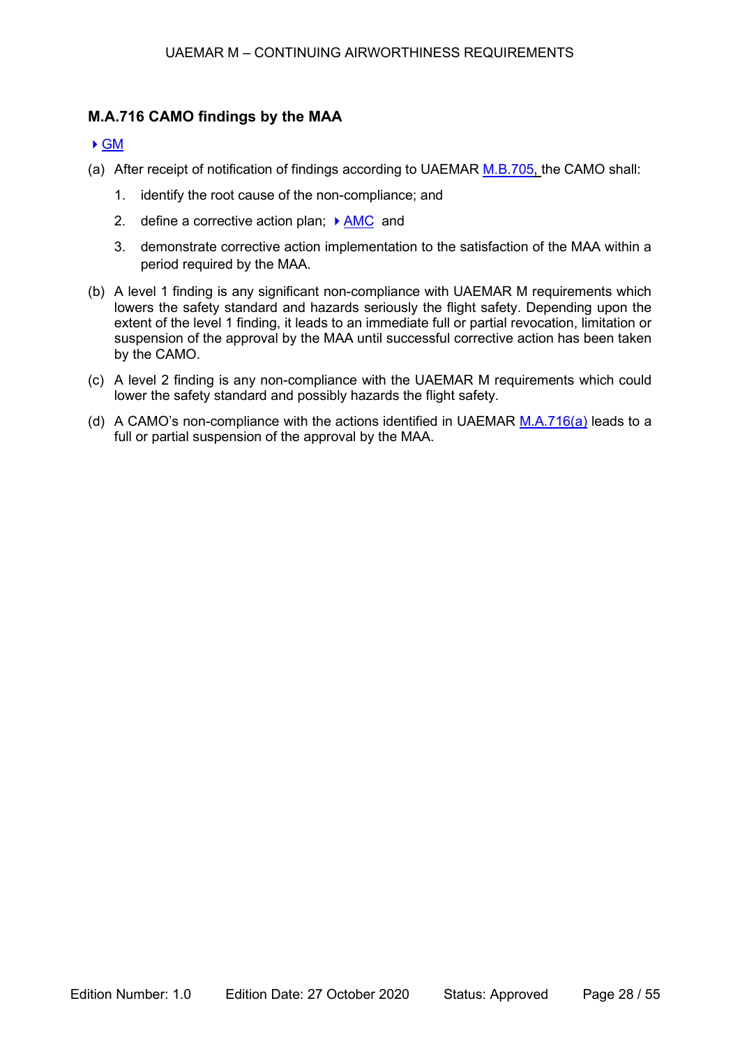## M.A.716 CAMO findings by the MAA

▶ GM

(a) After receipt of notification of findings according to UAEMAR M.B.705, the CAMO shall:

1. identify the root cause of the non-compliance; and
2. define a corrective action plan; ▶ AMC and
3. demonstrate corrective action implementation to the satisfaction of the MAA within a period required by the MAA.

(b) A level 1 finding is any significant non-compliance with UAEMAR M requirements which lowers the safety standard and hazards seriously the flight safety. Depending upon the extent of the level 1 finding, it leads to an immediate full or partial revocation, limitation or suspension of the approval by the MAA until successful corrective action has been taken by the CAMO.

(c) A level 2 finding is any non-compliance with the UAEMAR M requirements which could lower the safety standard and possibly hazards the flight safety.

(d) A CAMO's non-compliance with the actions identified in UAEMAR M.A.716(a) leads to a full or partial suspension of the approval by the MAA.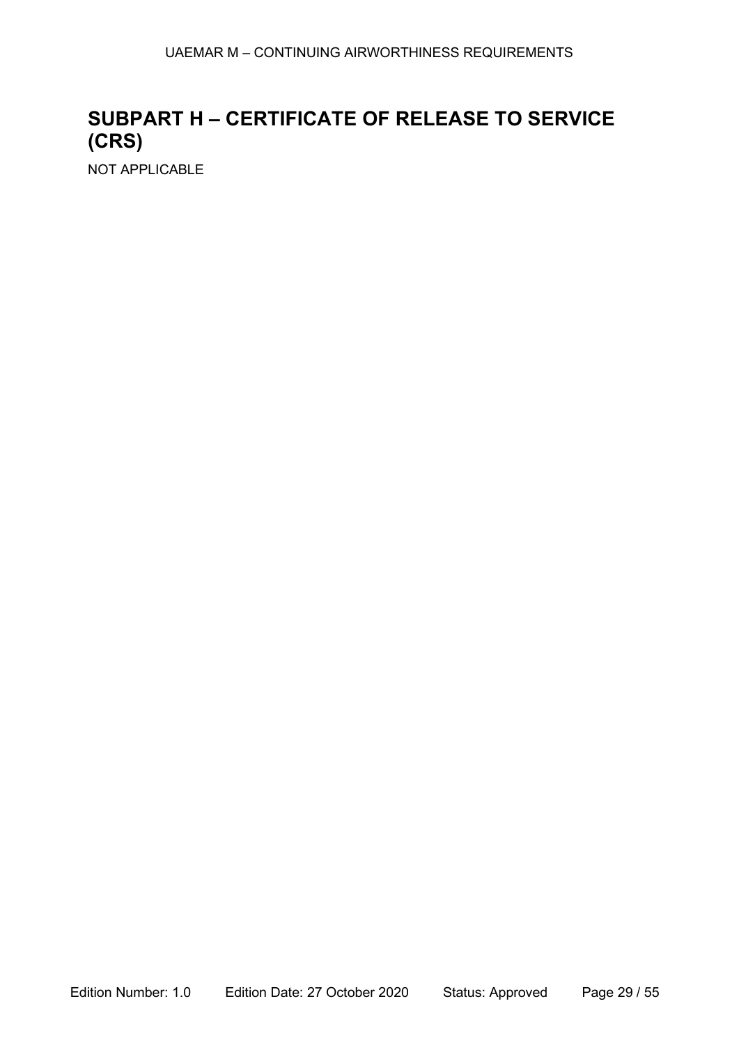# SUBPART H – CERTIFICATE OF RELEASE TO SERVICE (CRS)

NOT APPLICABLE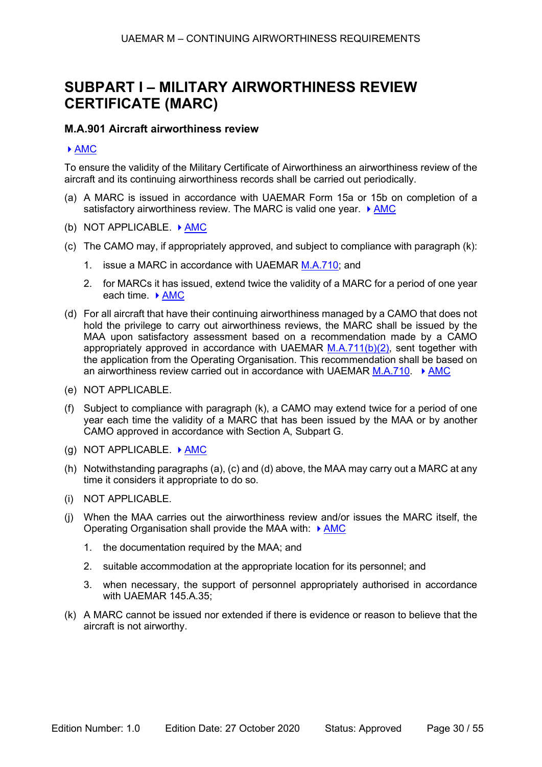# SUBPART I – MILITARY AIRWORTHINESS REVIEW CERTIFICATE (MARC)

## M.A.901 Aircraft airworthiness review

▸ AMC

To ensure the validity of the Military Certificate of Airworthiness an airworthiness review of the aircraft and its continuing airworthiness records shall be carried out periodically.

(a) A MARC is issued in accordance with UAEMAR Form 15a or 15b on completion of a satisfactory airworthiness review. The MARC is valid one year. ▸ AMC

(b) NOT APPLICABLE. ▸ AMC

(c) The CAMO may, if appropriately approved, and subject to compliance with paragraph (k):

1. issue a MARC in accordance with UAEMAR M.A.710; and
2. for MARCs it has issued, extend twice the validity of a MARC for a period of one year each time. ▸ AMC

(d) For all aircraft that have their continuing airworthiness managed by a CAMO that does not hold the privilege to carry out airworthiness reviews, the MARC shall be issued by the MAA upon satisfactory assessment based on a recommendation made by a CAMO appropriately approved in accordance with UAEMAR M.A.711(b)(2), sent together with the application from the Operating Organisation. This recommendation shall be based on an airworthiness review carried out in accordance with UAEMAR M.A.710. ▸ AMC

(e) NOT APPLICABLE.

(f) Subject to compliance with paragraph (k), a CAMO may extend twice for a period of one year each time the validity of a MARC that has been issued by the MAA or by another CAMO approved in accordance with Section A, Subpart G.

(g) NOT APPLICABLE. ▸ AMC

(h) Notwithstanding paragraphs (a), (c) and (d) above, the MAA may carry out a MARC at any time it considers it appropriate to do so.

(i) NOT APPLICABLE.

(j) When the MAA carries out the airworthiness review and/or issues the MARC itself, the Operating Organisation shall provide the MAA with: ▸ AMC

1. the documentation required by the MAA; and
2. suitable accommodation at the appropriate location for its personnel; and
3. when necessary, the support of personnel appropriately authorised in accordance with UAEMAR 145.A.35;

(k) A MARC cannot be issued nor extended if there is evidence or reason to believe that the aircraft is not airworthy.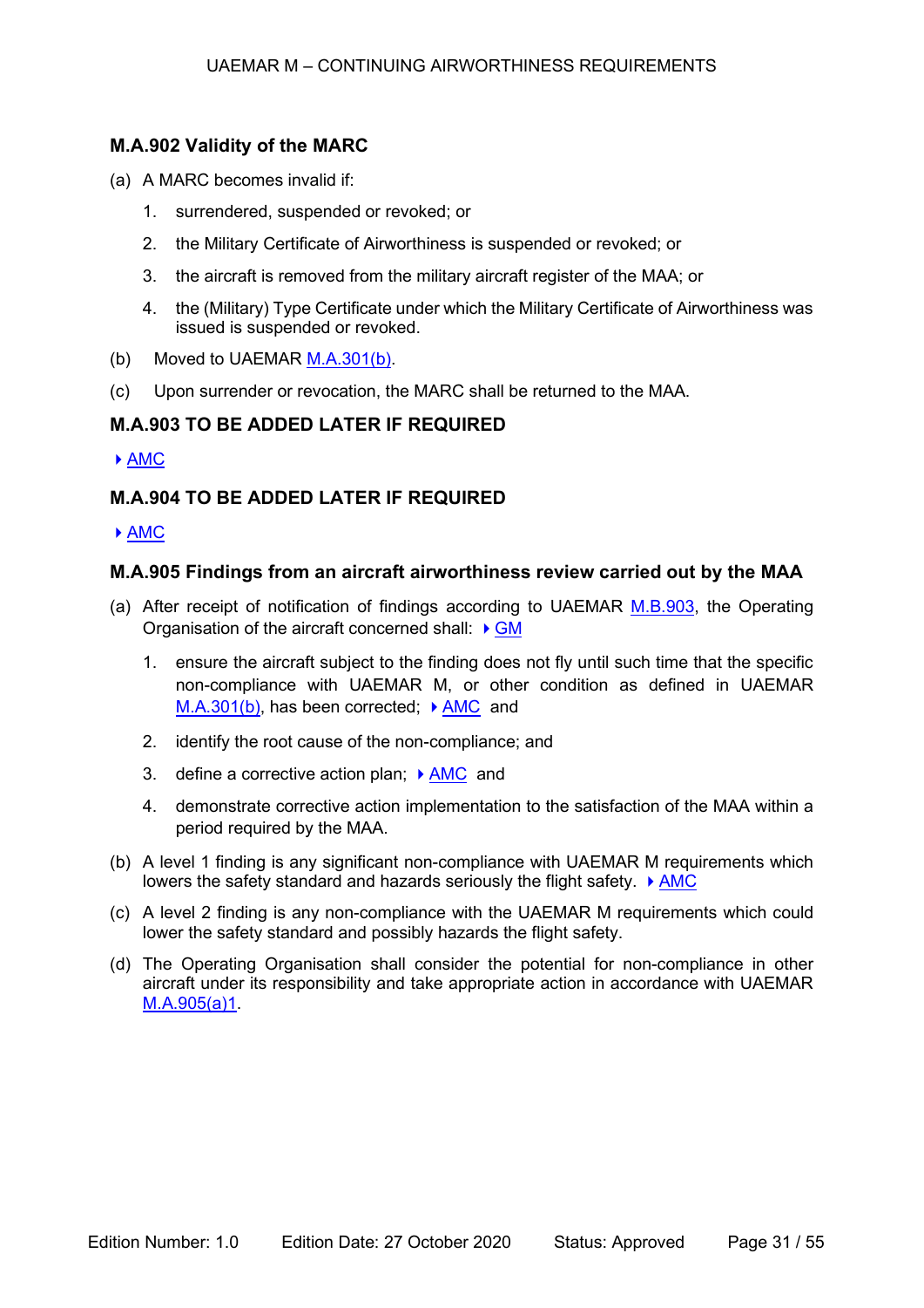### M.A.902 Validity of the MARC

(a) A MARC becomes invalid if:

1. surrendered, suspended or revoked; or
2. the Military Certificate of Airworthiness is suspended or revoked; or
3. the aircraft is removed from the military aircraft register of the MAA; or
4. the (Military) Type Certificate under which the Military Certificate of Airworthiness was issued is suspended or revoked.

(b) Moved to UAEMAR M.A.301(b).

(c) Upon surrender or revocation, the MARC shall be returned to the MAA.

### M.A.903 TO BE ADDED LATER IF REQUIRED

▸ AMC

### M.A.904 TO BE ADDED LATER IF REQUIRED

▸ AMC

### M.A.905 Findings from an aircraft airworthiness review carried out by the MAA

(a) After receipt of notification of findings according to UAEMAR M.B.903, the Operating Organisation of the aircraft concerned shall: ▸ GM

1. ensure the aircraft subject to the finding does not fly until such time that the specific non-compliance with UAEMAR M, or other condition as defined in UAEMAR M.A.301(b), has been corrected; ▸ AMC and
2. identify the root cause of the non-compliance; and
3. define a corrective action plan; ▸ AMC and
4. demonstrate corrective action implementation to the satisfaction of the MAA within a period required by the MAA.

(b) A level 1 finding is any significant non-compliance with UAEMAR M requirements which lowers the safety standard and hazards seriously the flight safety. ▸ AMC

(c) A level 2 finding is any non-compliance with the UAEMAR M requirements which could lower the safety standard and possibly hazards the flight safety.

(d) The Operating Organisation shall consider the potential for non-compliance in other aircraft under its responsibility and take appropriate action in accordance with UAEMAR M.A.905(a)1.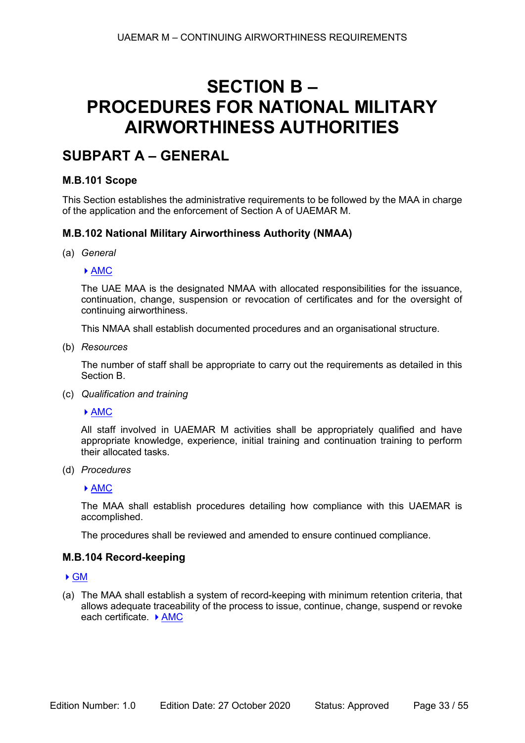# SECTION B – PROCEDURES FOR NATIONAL MILITARY AIRWORTHINESS AUTHORITIES

## SUBPART A – GENERAL

### M.B.101 Scope

This Section establishes the administrative requirements to be followed by the MAA in charge of the application and the enforcement of Section A of UAEMAR M.

### M.B.102 National Military Airworthiness Authority (NMAA)

(a) *General*

▸ AMC

The UAE MAA is the designated NMAA with allocated responsibilities for the issuance, continuation, change, suspension or revocation of certificates and for the oversight of continuing airworthiness.

This NMAA shall establish documented procedures and an organisational structure.

(b) *Resources*

The number of staff shall be appropriate to carry out the requirements as detailed in this Section B.

(c) *Qualification and training*

▸ AMC

All staff involved in UAEMAR M activities shall be appropriately qualified and have appropriate knowledge, experience, initial training and continuation training to perform their allocated tasks.

(d) *Procedures*

▸ AMC

The MAA shall establish procedures detailing how compliance with this UAEMAR is accomplished.

The procedures shall be reviewed and amended to ensure continued compliance.

### M.B.104 Record-keeping

▸ GM

(a) The MAA shall establish a system of record-keeping with minimum retention criteria, that allows adequate traceability of the process to issue, continue, change, suspend or revoke each certificate. ▸ AMC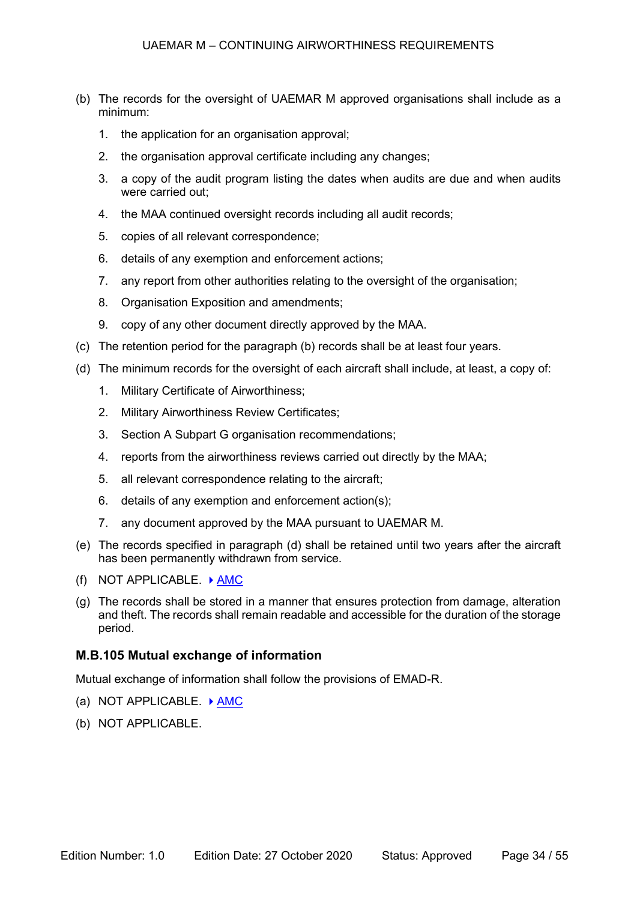(b) The records for the oversight of UAEMAR M approved organisations shall include as a minimum:

1. the application for an organisation approval;
2. the organisation approval certificate including any changes;
3. a copy of the audit program listing the dates when audits are due and when audits were carried out;
4. the MAA continued oversight records including all audit records;
5. copies of all relevant correspondence;
6. details of any exemption and enforcement actions;
7. any report from other authorities relating to the oversight of the organisation;
8. Organisation Exposition and amendments;
9. copy of any other document directly approved by the MAA.

(c) The retention period for the paragraph (b) records shall be at least four years.

(d) The minimum records for the oversight of each aircraft shall include, at least, a copy of:

1. Military Certificate of Airworthiness;
2. Military Airworthiness Review Certificates;
3. Section A Subpart G organisation recommendations;
4. reports from the airworthiness reviews carried out directly by the MAA;
5. all relevant correspondence relating to the aircraft;
6. details of any exemption and enforcement action(s);
7. any document approved by the MAA pursuant to UAEMAR M.

(e) The records specified in paragraph (d) shall be retained until two years after the aircraft has been permanently withdrawn from service.

(f) NOT APPLICABLE. ▸AMC

(g) The records shall be stored in a manner that ensures protection from damage, alteration and theft. The records shall remain readable and accessible for the duration of the storage period.

### M.B.105 Mutual exchange of information

Mutual exchange of information shall follow the provisions of EMAD-R.

(a) NOT APPLICABLE. ▸AMC

(b) NOT APPLICABLE.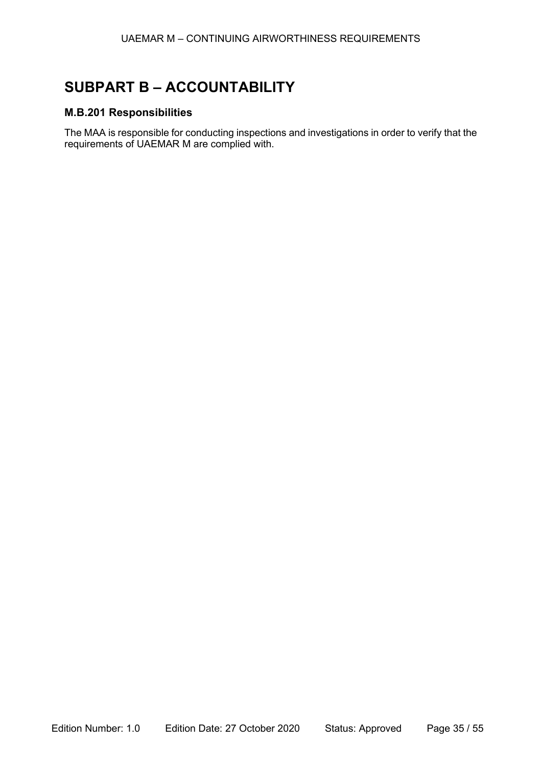# SUBPART B – ACCOUNTABILITY

### M.B.201 Responsibilities

The MAA is responsible for conducting inspections and investigations in order to verify that the requirements of UAEMAR M are complied with.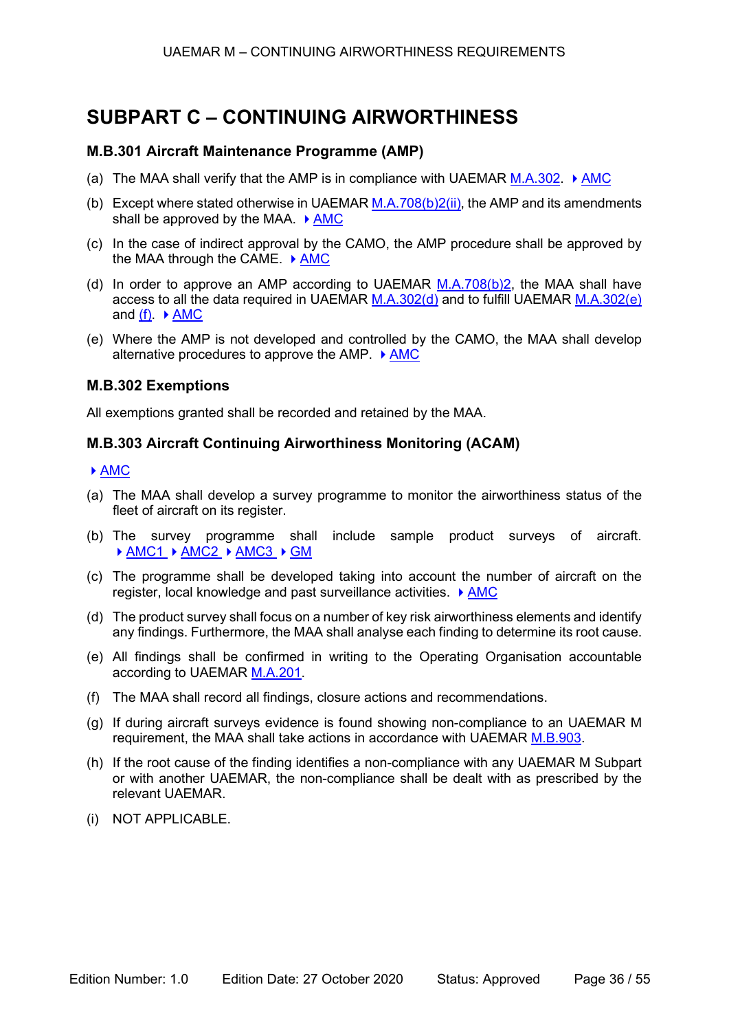# SUBPART C – CONTINUING AIRWORTHINESS

### M.B.301 Aircraft Maintenance Programme (AMP)

(a) The MAA shall verify that the AMP is in compliance with UAEMAR M.A.302. ▸ AMC

(b) Except where stated otherwise in UAEMAR M.A.708(b)2(ii), the AMP and its amendments shall be approved by the MAA. ▸ AMC

(c) In the case of indirect approval by the CAMO, the AMP procedure shall be approved by the MAA through the CAME. ▸ AMC

(d) In order to approve an AMP according to UAEMAR M.A.708(b)2, the MAA shall have access to all the data required in UAEMAR M.A.302(d) and to fulfill UAEMAR M.A.302(e) and (f). ▸ AMC

(e) Where the AMP is not developed and controlled by the CAMO, the MAA shall develop alternative procedures to approve the AMP. ▸ AMC

### M.B.302 Exemptions

All exemptions granted shall be recorded and retained by the MAA.

### M.B.303 Aircraft Continuing Airworthiness Monitoring (ACAM)

▸ AMC

(a) The MAA shall develop a survey programme to monitor the airworthiness status of the fleet of aircraft on its register.

(b) The survey programme shall include sample product surveys of aircraft. ▸ AMC1 ▸ AMC2 ▸ AMC3 ▸ GM

(c) The programme shall be developed taking into account the number of aircraft on the register, local knowledge and past surveillance activities. ▸ AMC

(d) The product survey shall focus on a number of key risk airworthiness elements and identify any findings. Furthermore, the MAA shall analyse each finding to determine its root cause.

(e) All findings shall be confirmed in writing to the Operating Organisation accountable according to UAEMAR M.A.201.

(f) The MAA shall record all findings, closure actions and recommendations.

(g) If during aircraft surveys evidence is found showing non-compliance to an UAEMAR M requirement, the MAA shall take actions in accordance with UAEMAR M.B.903.

(h) If the root cause of the finding identifies a non-compliance with any UAEMAR M Subpart or with another UAEMAR, the non-compliance shall be dealt with as prescribed by the relevant UAEMAR.

(i) NOT APPLICABLE.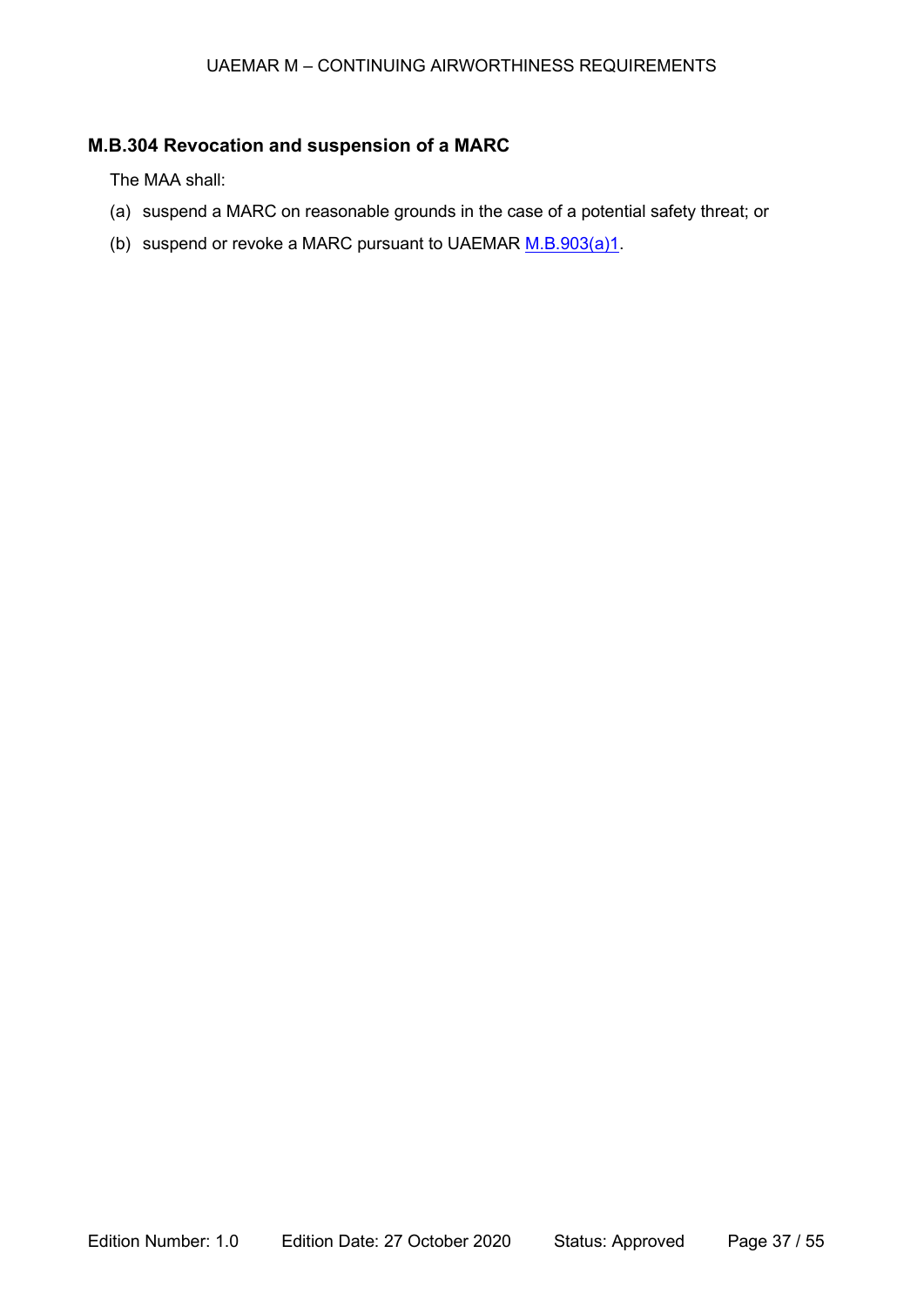## M.B.304 Revocation and suspension of a MARC

The MAA shall:

(a) suspend a MARC on reasonable grounds in the case of a potential safety threat; or

(b) suspend or revoke a MARC pursuant to UAEMAR M.B.903(a)1.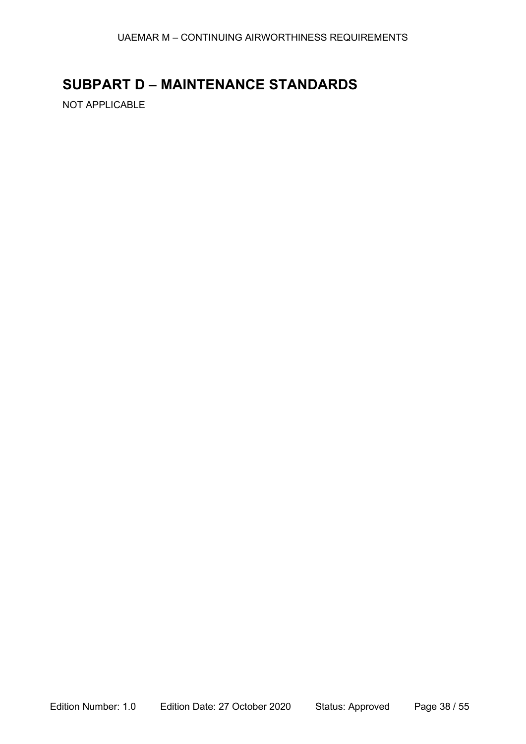## SUBPART D – MAINTENANCE STANDARDS

NOT APPLICABLE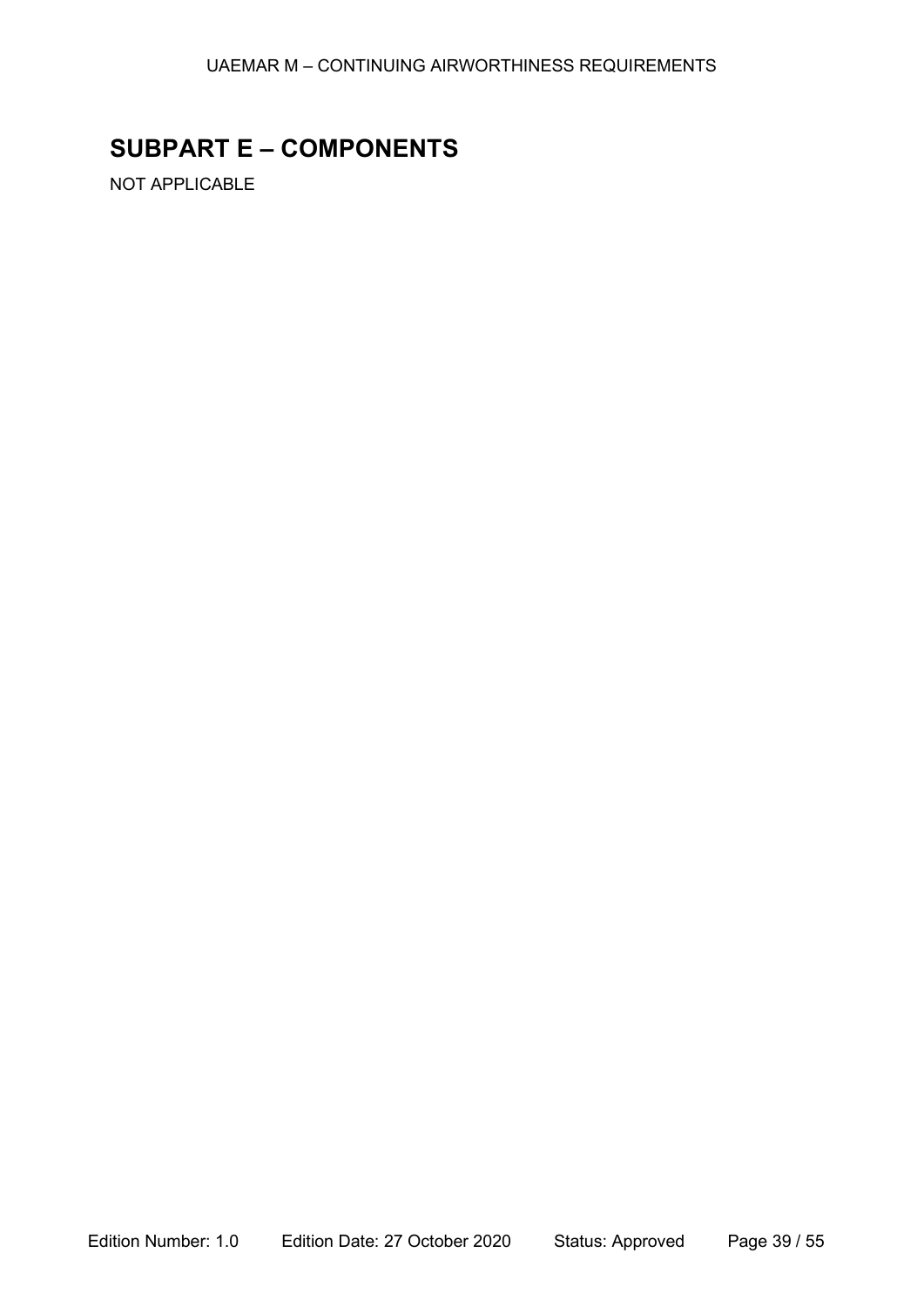# SUBPART E – COMPONENTS

NOT APPLICABLE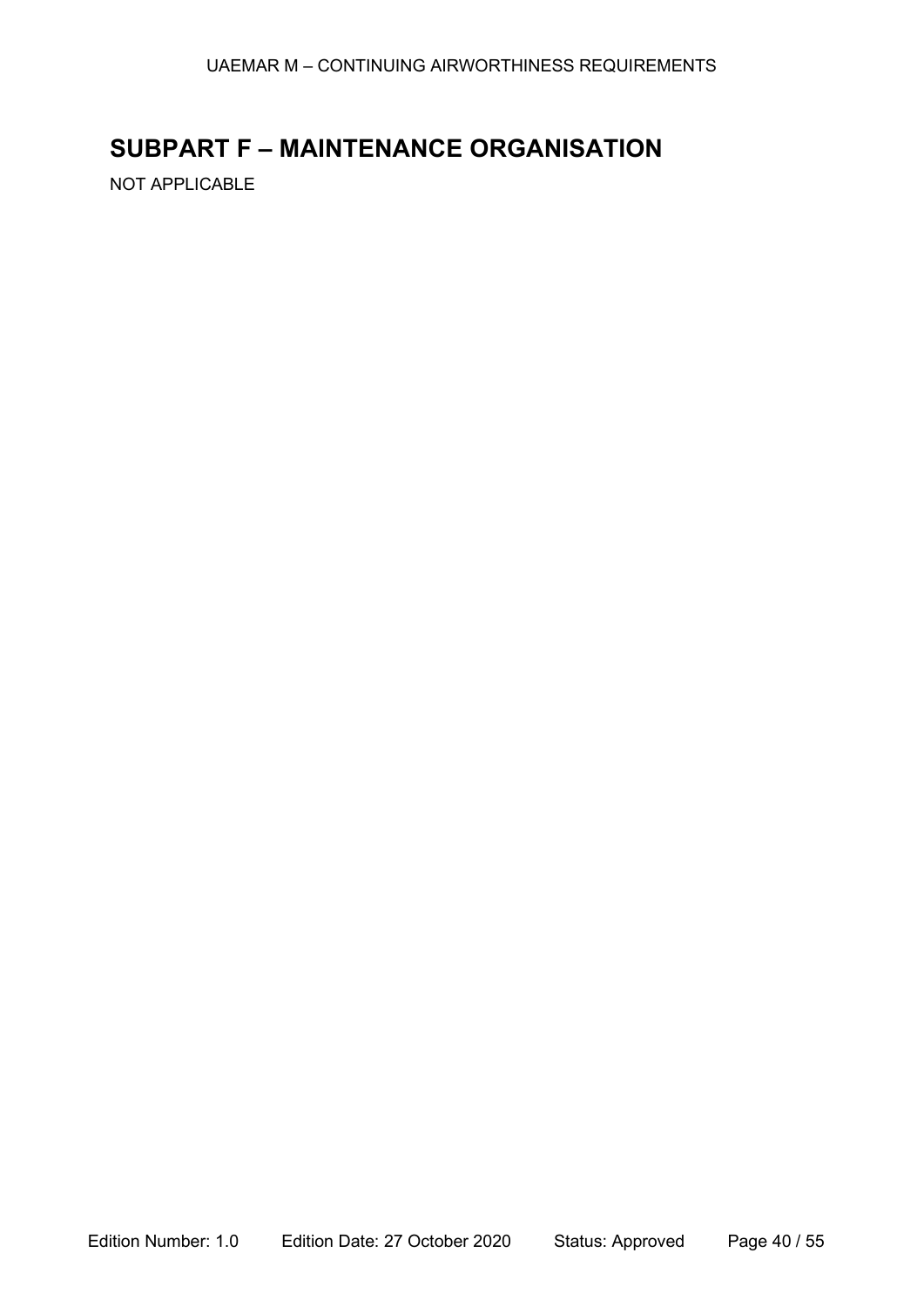# SUBPART F – MAINTENANCE ORGANISATION

NOT APPLICABLE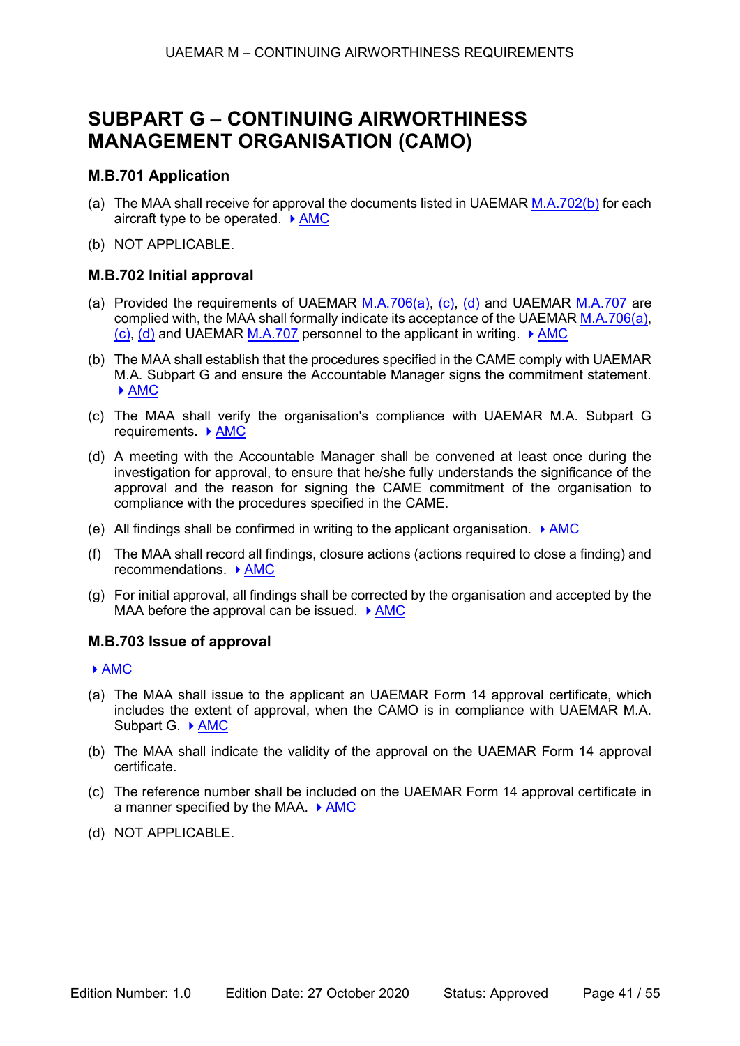# SUBPART G – CONTINUING AIRWORTHINESS MANAGEMENT ORGANISATION (CAMO)

## M.B.701 Application

(a) The MAA shall receive for approval the documents listed in UAEMAR M.A.702(b) for each aircraft type to be operated. ▸ AMC

(b) NOT APPLICABLE.

## M.B.702 Initial approval

(a) Provided the requirements of UAEMAR M.A.706(a), (c), (d) and UAEMAR M.A.707 are complied with, the MAA shall formally indicate its acceptance of the UAEMAR M.A.706(a), (c), (d) and UAEMAR M.A.707 personnel to the applicant in writing. ▸ AMC

(b) The MAA shall establish that the procedures specified in the CAME comply with UAEMAR M.A. Subpart G and ensure the Accountable Manager signs the commitment statement. ▸ AMC

(c) The MAA shall verify the organisation's compliance with UAEMAR M.A. Subpart G requirements. ▸ AMC

(d) A meeting with the Accountable Manager shall be convened at least once during the investigation for approval, to ensure that he/she fully understands the significance of the approval and the reason for signing the CAME commitment of the organisation to compliance with the procedures specified in the CAME.

(e) All findings shall be confirmed in writing to the applicant organisation. ▸ AMC

(f) The MAA shall record all findings, closure actions (actions required to close a finding) and recommendations. ▸ AMC

(g) For initial approval, all findings shall be corrected by the organisation and accepted by the MAA before the approval can be issued. ▸ AMC

## M.B.703 Issue of approval

▸ AMC

(a) The MAA shall issue to the applicant an UAEMAR Form 14 approval certificate, which includes the extent of approval, when the CAMO is in compliance with UAEMAR M.A. Subpart G. ▸ AMC

(b) The MAA shall indicate the validity of the approval on the UAEMAR Form 14 approval certificate.

(c) The reference number shall be included on the UAEMAR Form 14 approval certificate in a manner specified by the MAA. ▸ AMC

(d) NOT APPLICABLE.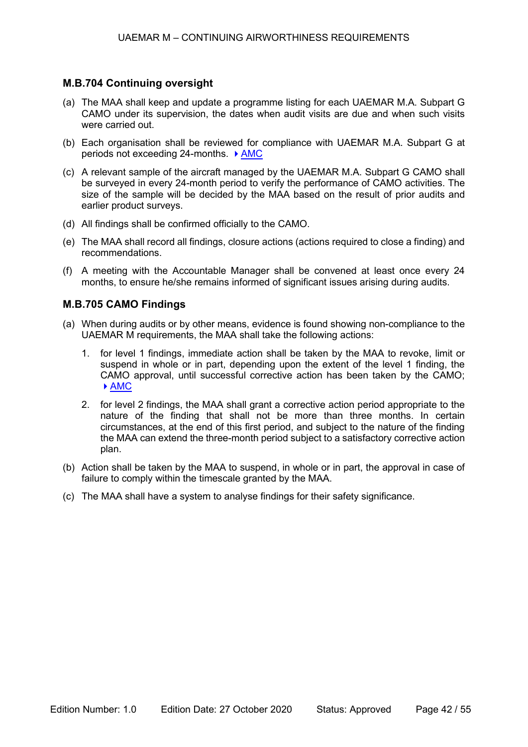### M.B.704 Continuing oversight

(a) The MAA shall keep and update a programme listing for each UAEMAR M.A. Subpart G CAMO under its supervision, the dates when audit visits are due and when such visits were carried out.

(b) Each organisation shall be reviewed for compliance with UAEMAR M.A. Subpart G at periods not exceeding 24-months. ▸ AMC

(c) A relevant sample of the aircraft managed by the UAEMAR M.A. Subpart G CAMO shall be surveyed in every 24-month period to verify the performance of CAMO activities. The size of the sample will be decided by the MAA based on the result of prior audits and earlier product surveys.

(d) All findings shall be confirmed officially to the CAMO.

(e) The MAA shall record all findings, closure actions (actions required to close a finding) and recommendations.

(f) A meeting with the Accountable Manager shall be convened at least once every 24 months, to ensure he/she remains informed of significant issues arising during audits.

### M.B.705 CAMO Findings

(a) When during audits or by other means, evidence is found showing non-compliance to the UAEMAR M requirements, the MAA shall take the following actions:

1. for level 1 findings, immediate action shall be taken by the MAA to revoke, limit or suspend in whole or in part, depending upon the extent of the level 1 finding, the CAMO approval, until successful corrective action has been taken by the CAMO; ▸ AMC

2. for level 2 findings, the MAA shall grant a corrective action period appropriate to the nature of the finding that shall not be more than three months. In certain circumstances, at the end of this first period, and subject to the nature of the finding the MAA can extend the three-month period subject to a satisfactory corrective action plan.

(b) Action shall be taken by the MAA to suspend, in whole or in part, the approval in case of failure to comply within the timescale granted by the MAA.

(c) The MAA shall have a system to analyse findings for their safety significance.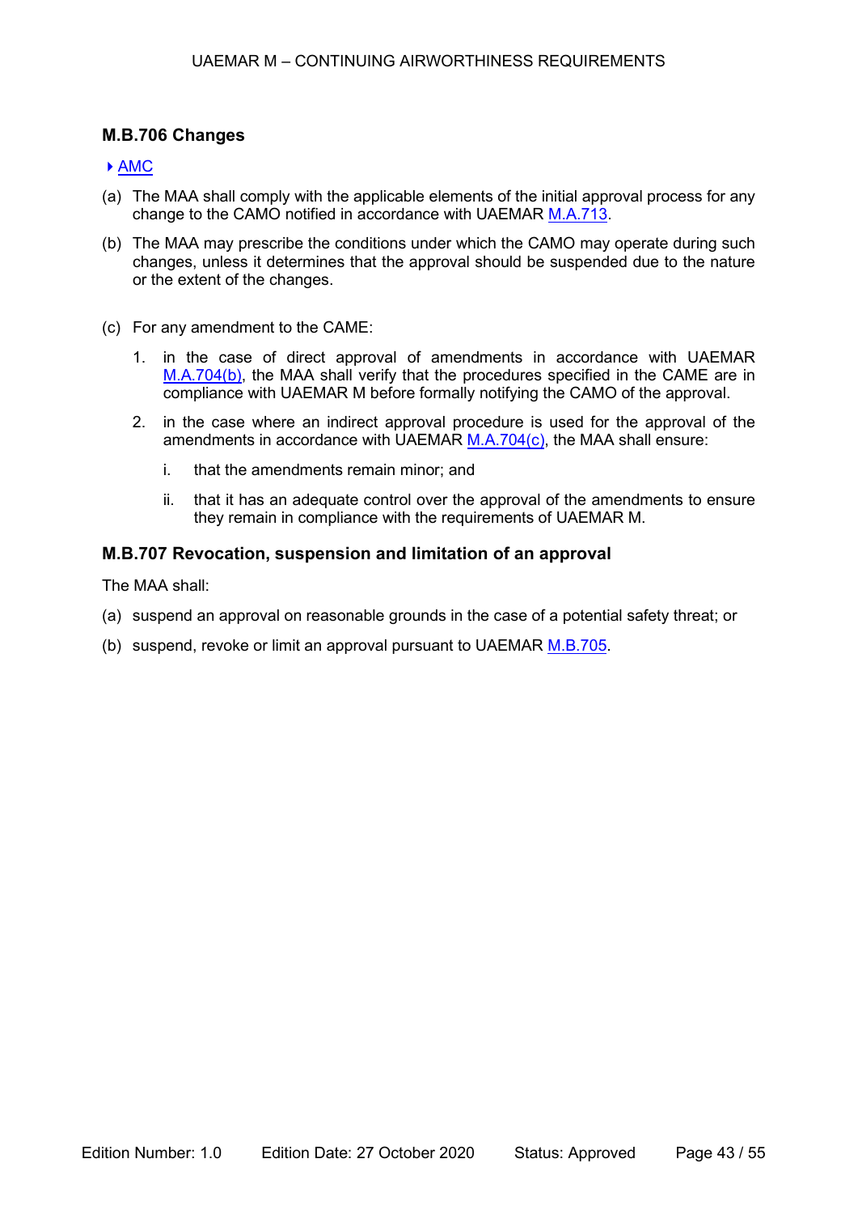### M.B.706 Changes

▸ AMC

(a) The MAA shall comply with the applicable elements of the initial approval process for any change to the CAMO notified in accordance with UAEMAR M.A.713.

(b) The MAA may prescribe the conditions under which the CAMO may operate during such changes, unless it determines that the approval should be suspended due to the nature or the extent of the changes.

(c) For any amendment to the CAME:

1. in the case of direct approval of amendments in accordance with UAEMAR M.A.704(b), the MAA shall verify that the procedures specified in the CAME are in compliance with UAEMAR M before formally notifying the CAMO of the approval.

2. in the case where an indirect approval procedure is used for the approval of the amendments in accordance with UAEMAR M.A.704(c), the MAA shall ensure:

   i. that the amendments remain minor; and

   ii. that it has an adequate control over the approval of the amendments to ensure they remain in compliance with the requirements of UAEMAR M.

### M.B.707 Revocation, suspension and limitation of an approval

The MAA shall:

(a) suspend an approval on reasonable grounds in the case of a potential safety threat; or

(b) suspend, revoke or limit an approval pursuant to UAEMAR M.B.705.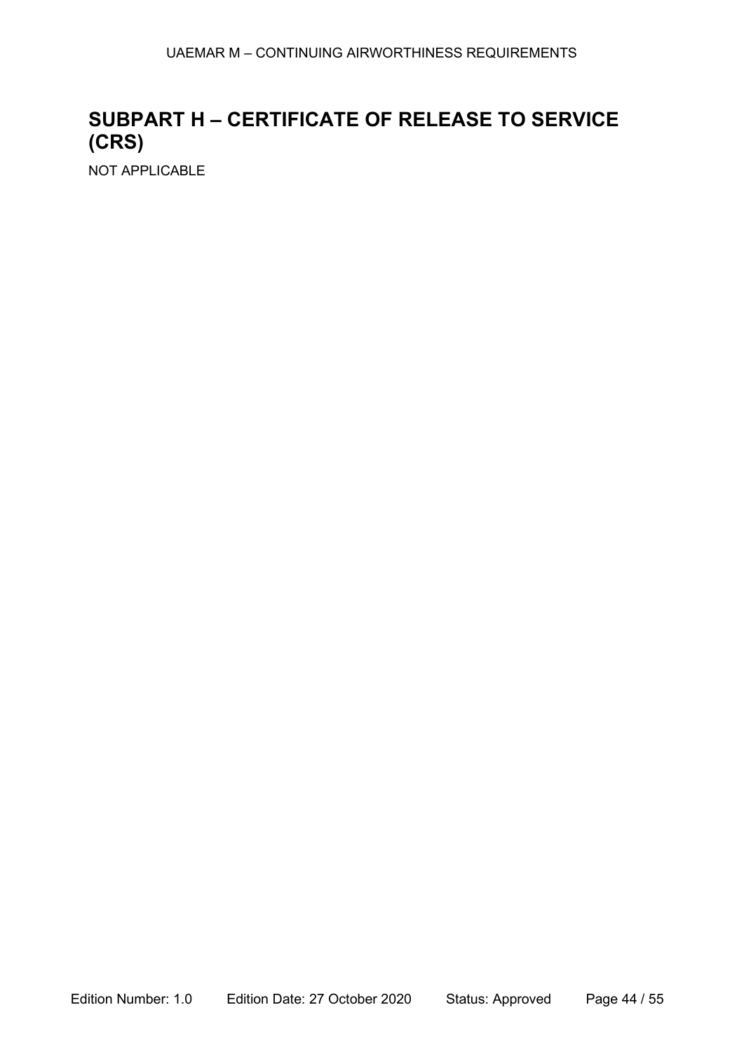## SUBPART H – CERTIFICATE OF RELEASE TO SERVICE (CRS)

NOT APPLICABLE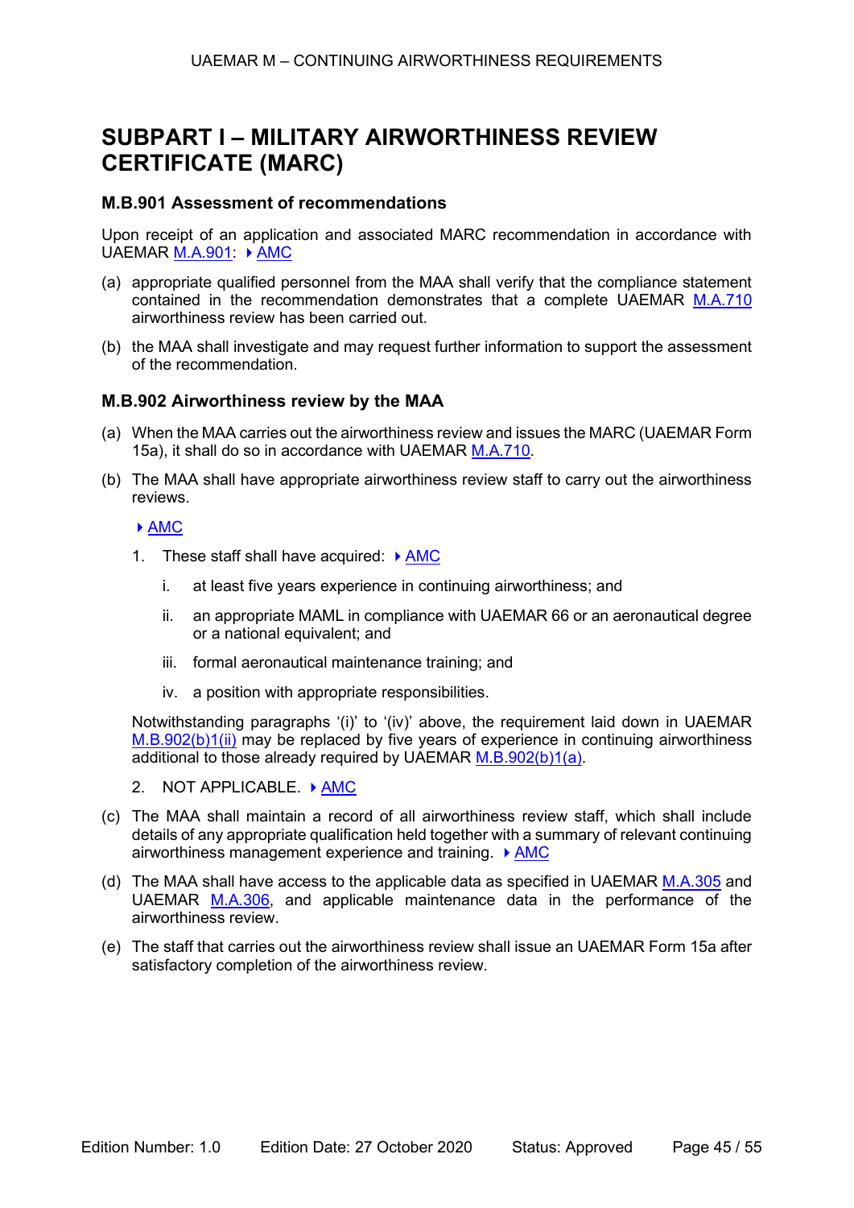## SUBPART I – MILITARY AIRWORTHINESS REVIEW CERTIFICATE (MARC)

### M.B.901 Assessment of recommendations

Upon receipt of an application and associated MARC recommendation in accordance with UAEMAR M.A.901: ▸ AMC

(a) appropriate qualified personnel from the MAA shall verify that the compliance statement contained in the recommendation demonstrates that a complete UAEMAR M.A.710 airworthiness review has been carried out.

(b) the MAA shall investigate and may request further information to support the assessment of the recommendation.

### M.B.902 Airworthiness review by the MAA

(a) When the MAA carries out the airworthiness review and issues the MARC (UAEMAR Form 15a), it shall do so in accordance with UAEMAR M.A.710.

(b) The MAA shall have appropriate airworthiness review staff to carry out the airworthiness reviews.

▸ AMC

1. These staff shall have acquired: ▸ AMC

   i. at least five years experience in continuing airworthiness; and

   ii. an appropriate MAML in compliance with UAEMAR 66 or an aeronautical degree or a national equivalent; and

   iii. formal aeronautical maintenance training; and

   iv. a position with appropriate responsibilities.

Notwithstanding paragraphs ‘(i)’ to ‘(iv)’ above, the requirement laid down in UAEMAR M.B.902(b)1(ii) may be replaced by five years of experience in continuing airworthiness additional to those already required by UAEMAR M.B.902(b)1(a).

2. NOT APPLICABLE. ▸ AMC

(c) The MAA shall maintain a record of all airworthiness review staff, which shall include details of any appropriate qualification held together with a summary of relevant continuing airworthiness management experience and training. ▸ AMC

(d) The MAA shall have access to the applicable data as specified in UAEMAR M.A.305 and UAEMAR M.A.306, and applicable maintenance data in the performance of the airworthiness review.

(e) The staff that carries out the airworthiness review shall issue an UAEMAR Form 15a after satisfactory completion of the airworthiness review.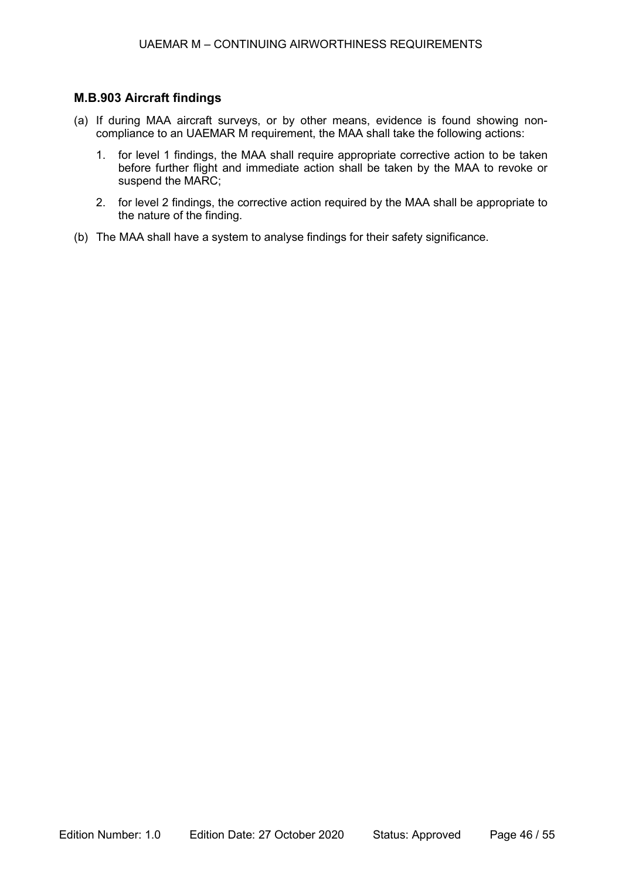### M.B.903 Aircraft findings

(a) If during MAA aircraft surveys, or by other means, evidence is found showing non-compliance to an UAEMAR M requirement, the MAA shall take the following actions:

1. for level 1 findings, the MAA shall require appropriate corrective action to be taken before further flight and immediate action shall be taken by the MAA to revoke or suspend the MARC;

2. for level 2 findings, the corrective action required by the MAA shall be appropriate to the nature of the finding.

(b) The MAA shall have a system to analyse findings for their safety significance.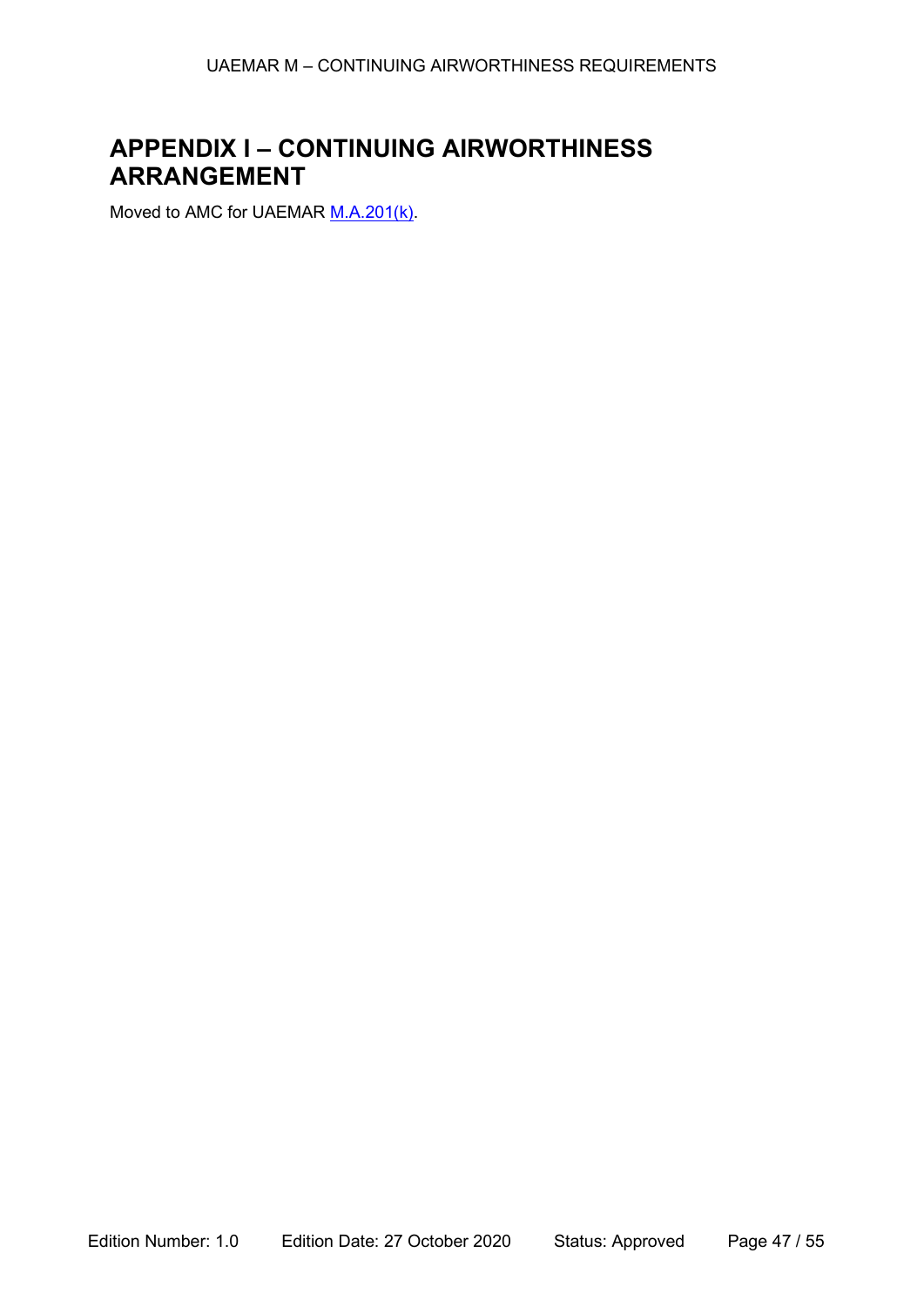# APPENDIX I – CONTINUING AIRWORTHINESS ARRANGEMENT

Moved to AMC for UAEMAR M.A.201(k).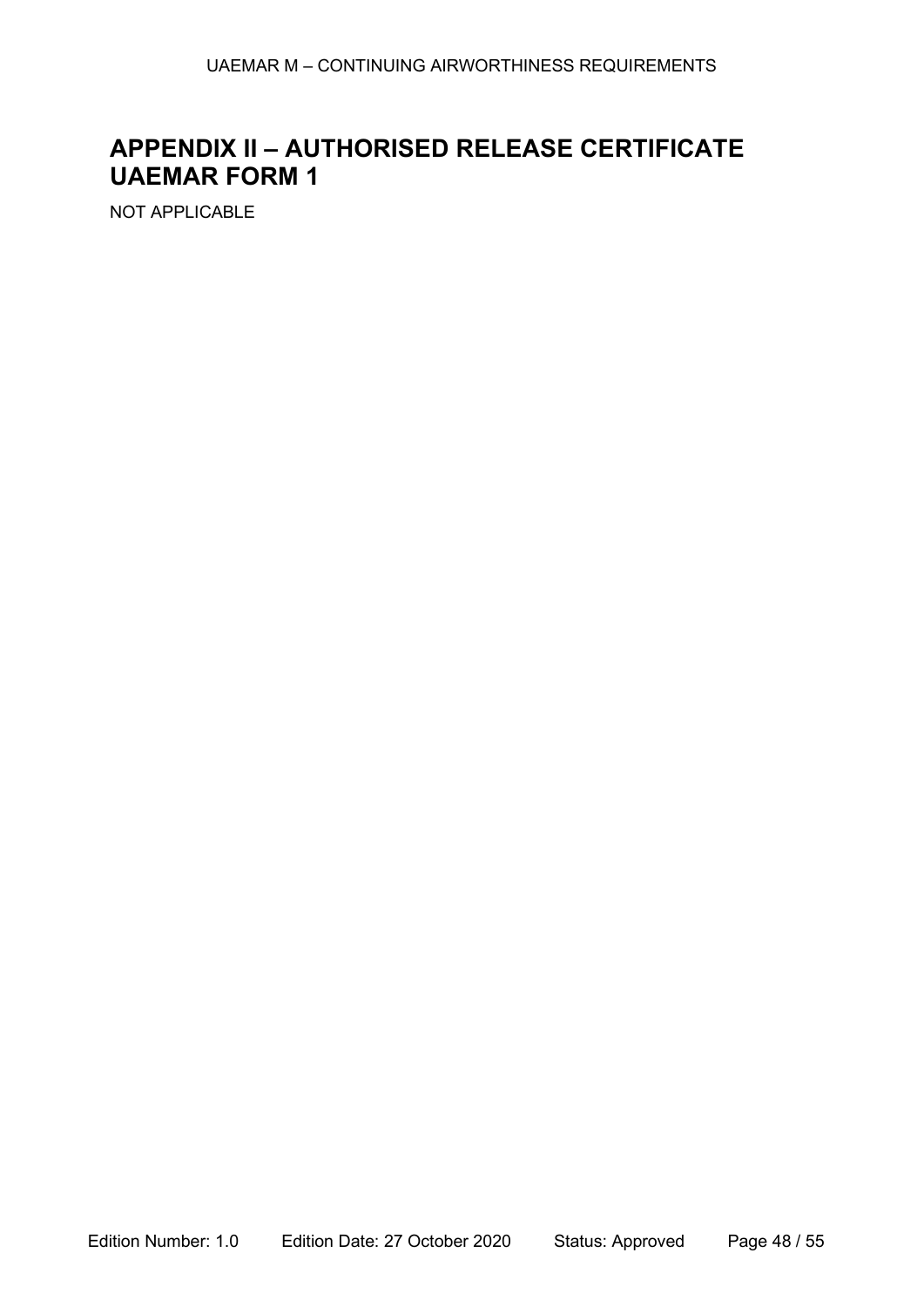# APPENDIX II – AUTHORISED RELEASE CERTIFICATE UAEMAR FORM 1

NOT APPLICABLE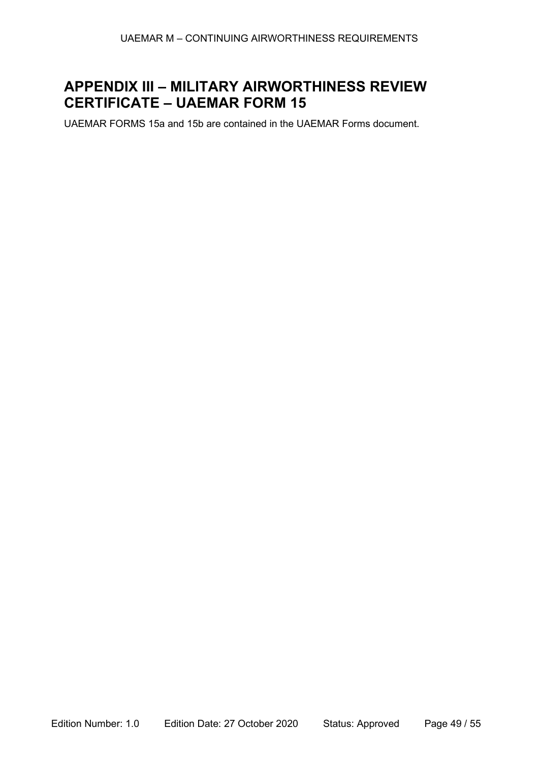# APPENDIX III – MILITARY AIRWORTHINESS REVIEW CERTIFICATE – UAEMAR FORM 15

UAEMAR FORMS 15a and 15b are contained in the UAEMAR Forms document.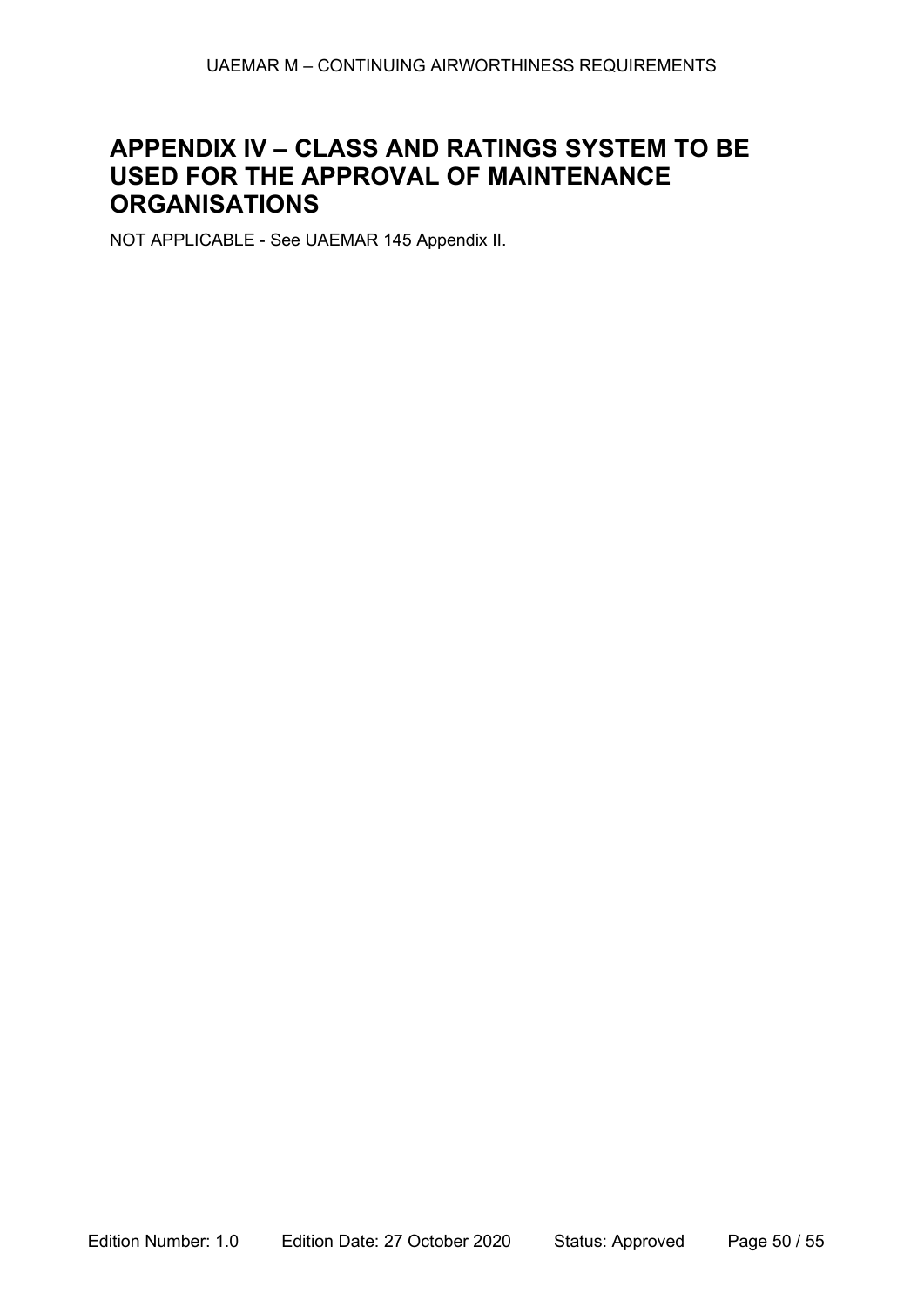# APPENDIX IV – CLASS AND RATINGS SYSTEM TO BE USED FOR THE APPROVAL OF MAINTENANCE ORGANISATIONS

NOT APPLICABLE - See UAEMAR 145 Appendix II.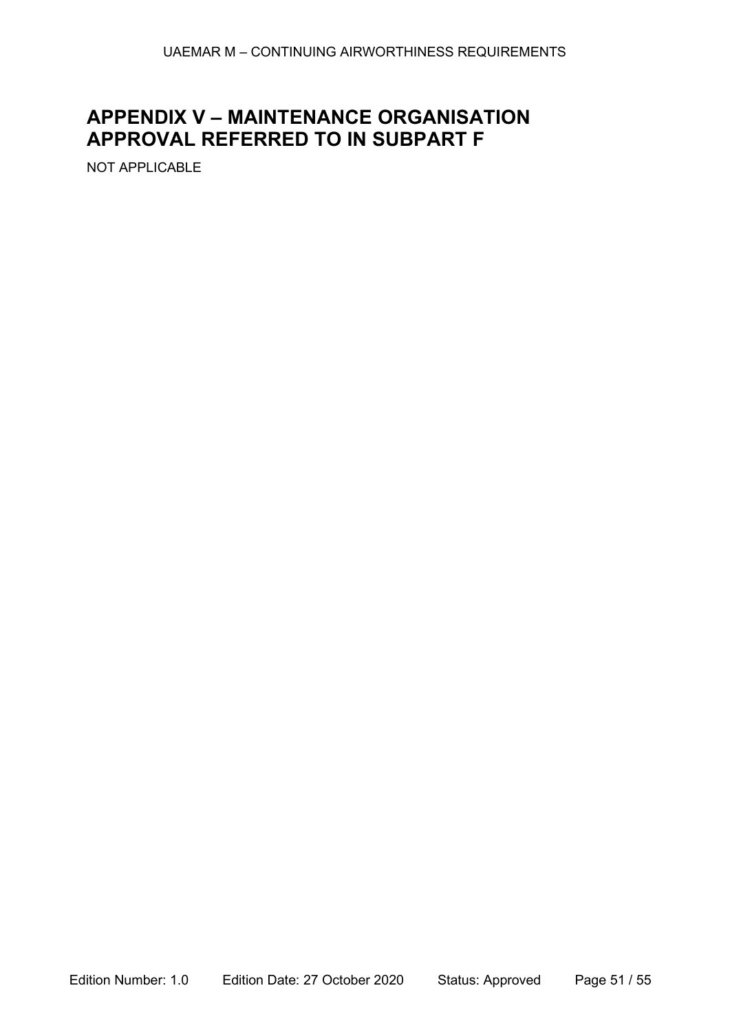# APPENDIX V – MAINTENANCE ORGANISATION APPROVAL REFERRED TO IN SUBPART F

NOT APPLICABLE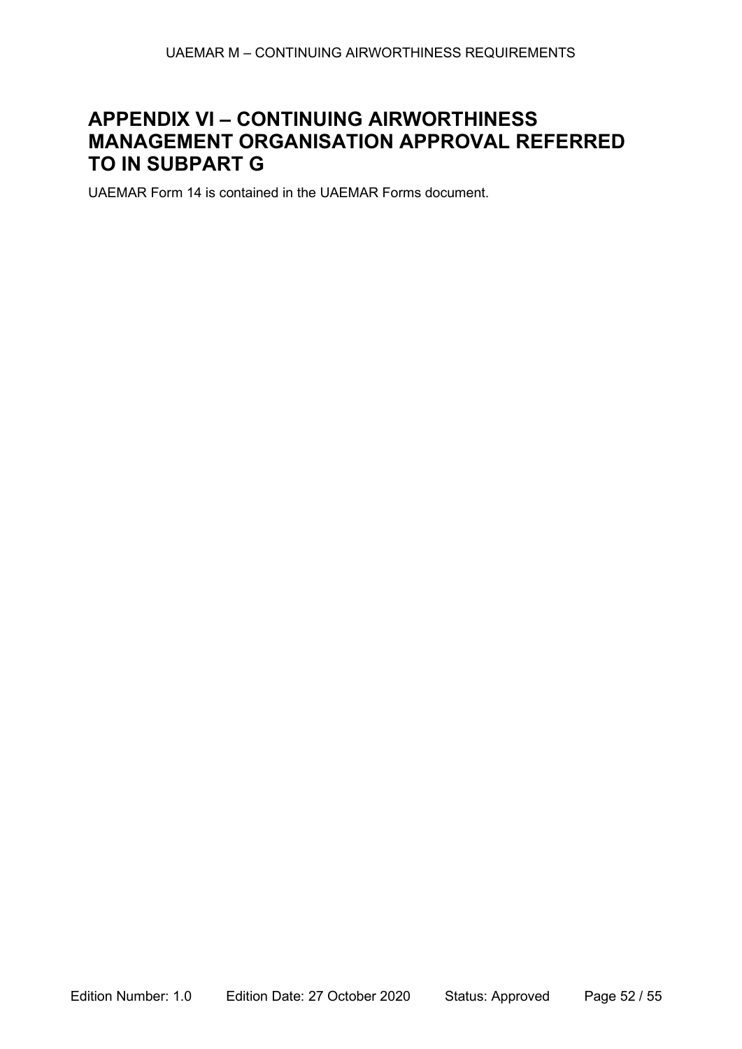# APPENDIX VI – CONTINUING AIRWORTHINESS MANAGEMENT ORGANISATION APPROVAL REFERRED TO IN SUBPART G

UAEMAR Form 14 is contained in the UAEMAR Forms document.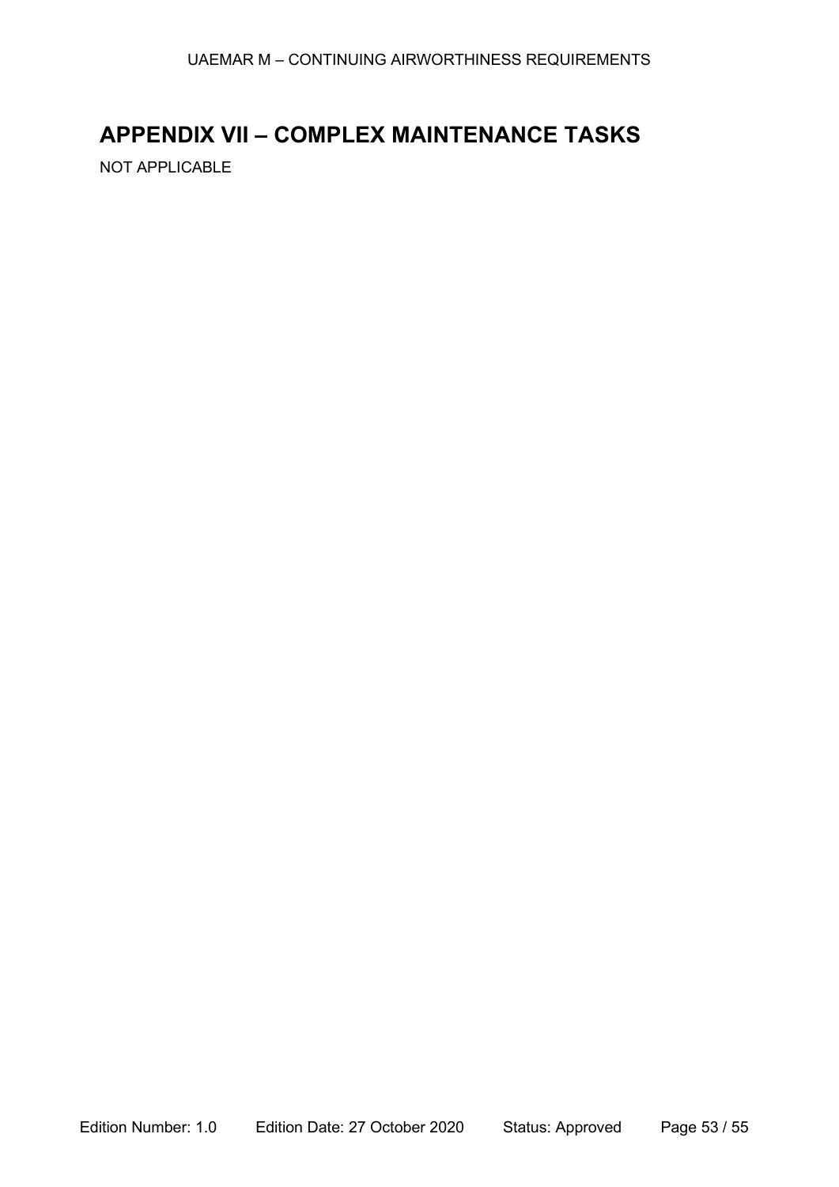# APPENDIX VII – COMPLEX MAINTENANCE TASKS

NOT APPLICABLE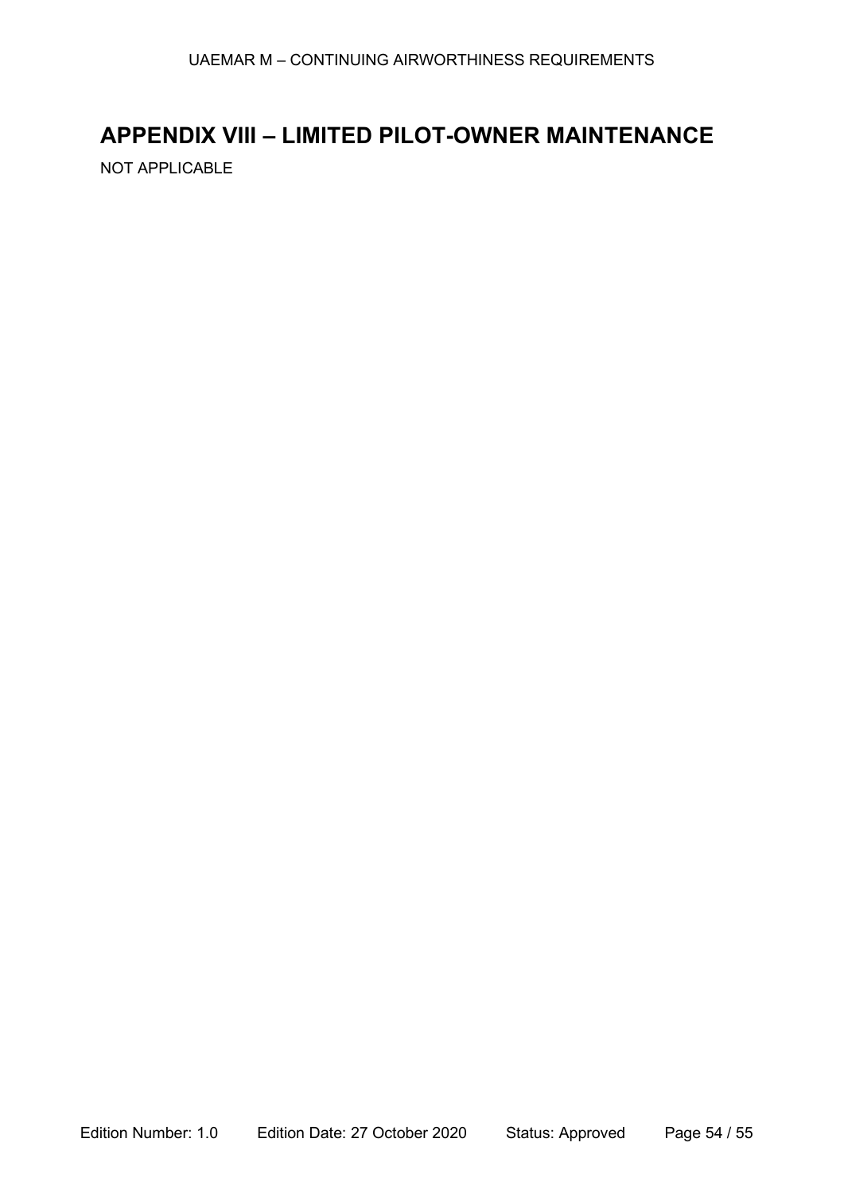# APPENDIX VIII – LIMITED PILOT-OWNER MAINTENANCE

NOT APPLICABLE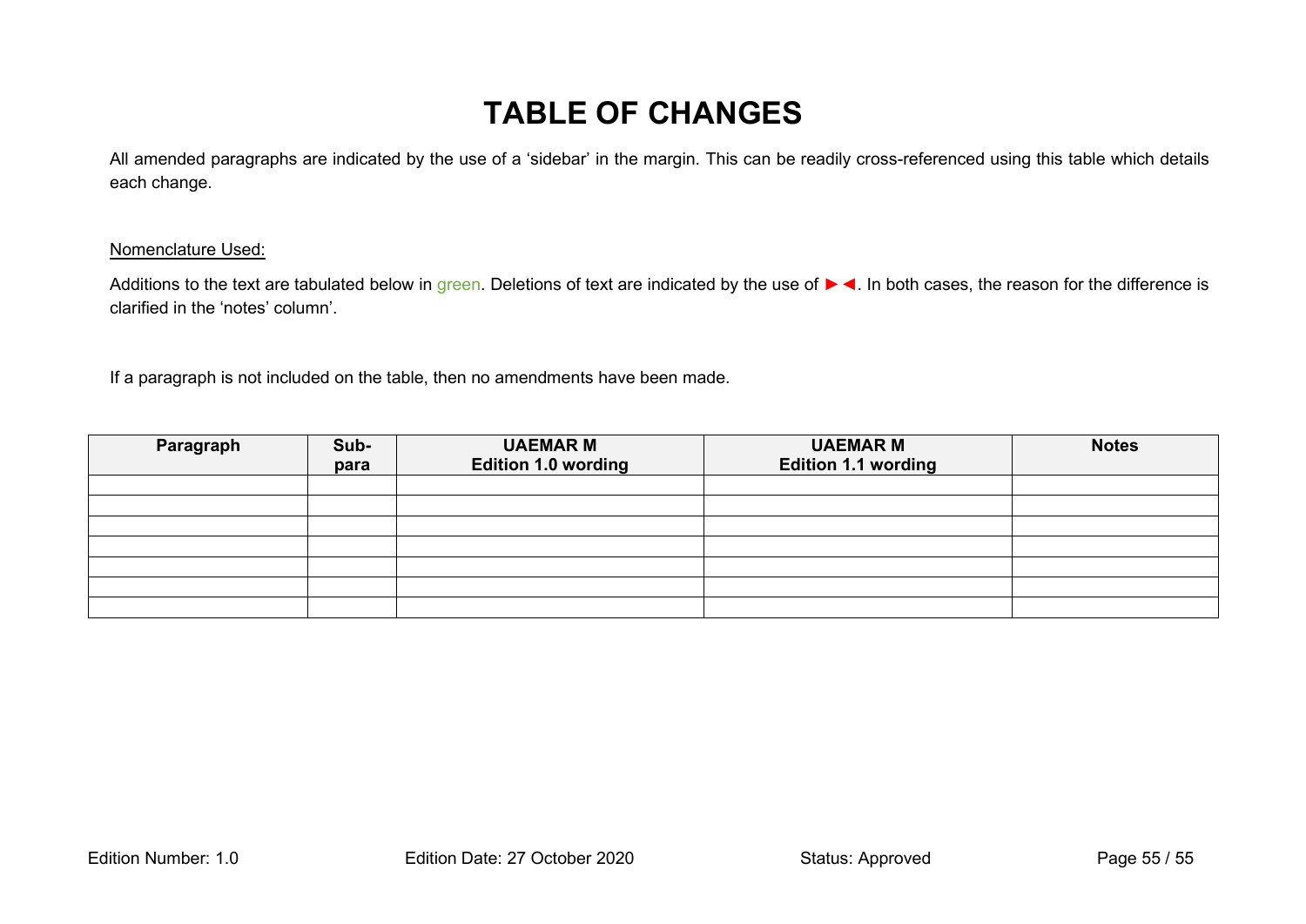# TABLE OF CHANGES

All amended paragraphs are indicated by the use of a 'sidebar' in the margin. This can be readily cross-referenced using this table which details each change.

Nomenclature Used:

Additions to the text are tabulated below in green. Deletions of text are indicated by the use of ►◄. In both cases, the reason for the difference is clarified in the 'notes' column'.

If a paragraph is not included on the table, then no amendments have been made.

| Paragraph | Sub-para | UAEMAR M Edition 1.0 wording | UAEMAR M Edition 1.1 wording | Notes |
|---|---|---|---|---|
| | | | | |
| | | | | |
| | | | | |
| | | | | |
| | | | | |
| | | | | |
| | | | | |